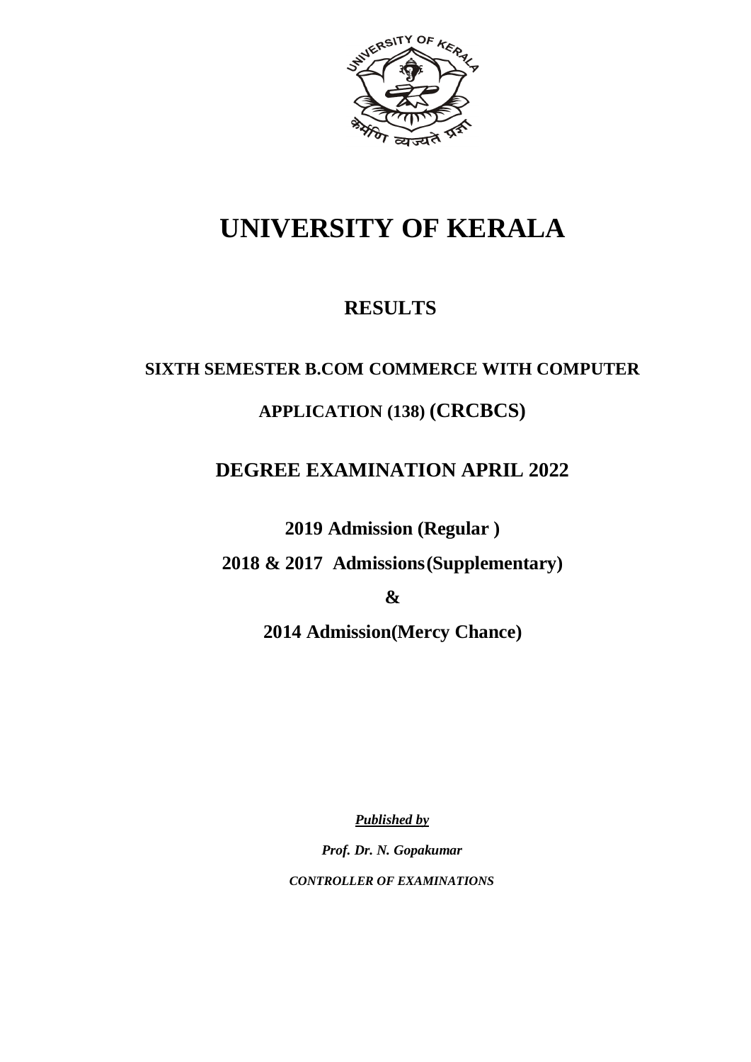# UNIVERSITY OF KERALA

## RESULTS

### SIXTH SEMESTER B.COM COMMERCE WITH COMPUTER APPLICATION (138) (CRCBCS)

### DEGREE EXAMINATION APRIL 2022

**2019 Admission (Regular )**

**2018 & 2017 Admissions(Supplementary)**

**&**

**2014 Admission(Mercy Chance)**

***Published by***

***Prof. Dr. N. Gopakumar***

***CONTROLLER OF EXAMINATIONS***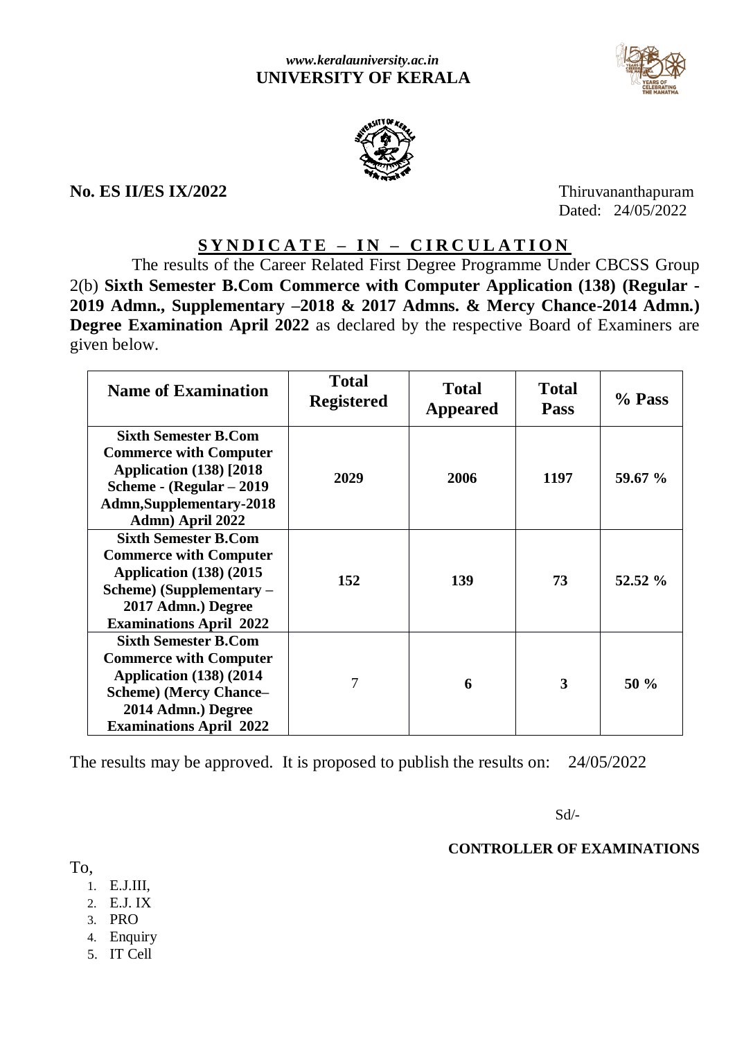*www.keralauniversity.ac.in*
**UNIVERSITY OF KERALA**

**No. ES II/ES IX/2022**

Thiruvananthapuram
Dated: 24/05/2022

## **SYNDICATE – IN – CIRCULATION**

The results of the Career Related First Degree Programme Under CBCSS Group 2(b) **Sixth Semester B.Com Commerce with Computer Application (138) (Regular - 2019 Admn., Supplementary –2018 & 2017 Admns. & Mercy Chance-2014 Admn.) Degree Examination April 2022** as declared by the respective Board of Examiners are given below.

| Name of Examination | Total Registered | Total Appeared | Total Pass | % Pass |
|---|---|---|---|---|
| **Sixth Semester B.Com Commerce with Computer Application (138) [2018 Scheme - (Regular – 2019 Admn,Supplementary-2018 Admn) April 2022** | **2029** | **2006** | **1197** | **59.67 %** |
| **Sixth Semester B.Com Commerce with Computer Application (138) (2015 Scheme) (Supplementary – 2017 Admn.) Degree Examinations April 2022** | **152** | **139** | **73** | **52.52 %** |
| **Sixth Semester B.Com Commerce with Computer Application (138) (2014 Scheme) (Mercy Chance– 2014 Admn.) Degree Examinations April 2022** | 7 | **6** | **3** | **50 %** |

The results may be approved. It is proposed to publish the results on: 24/05/2022

Sd/-

**CONTROLLER OF EXAMINATIONS**

To,

1. E.J.III,
2. E.J. IX
3. PRO
4. Enquiry
5. IT Cell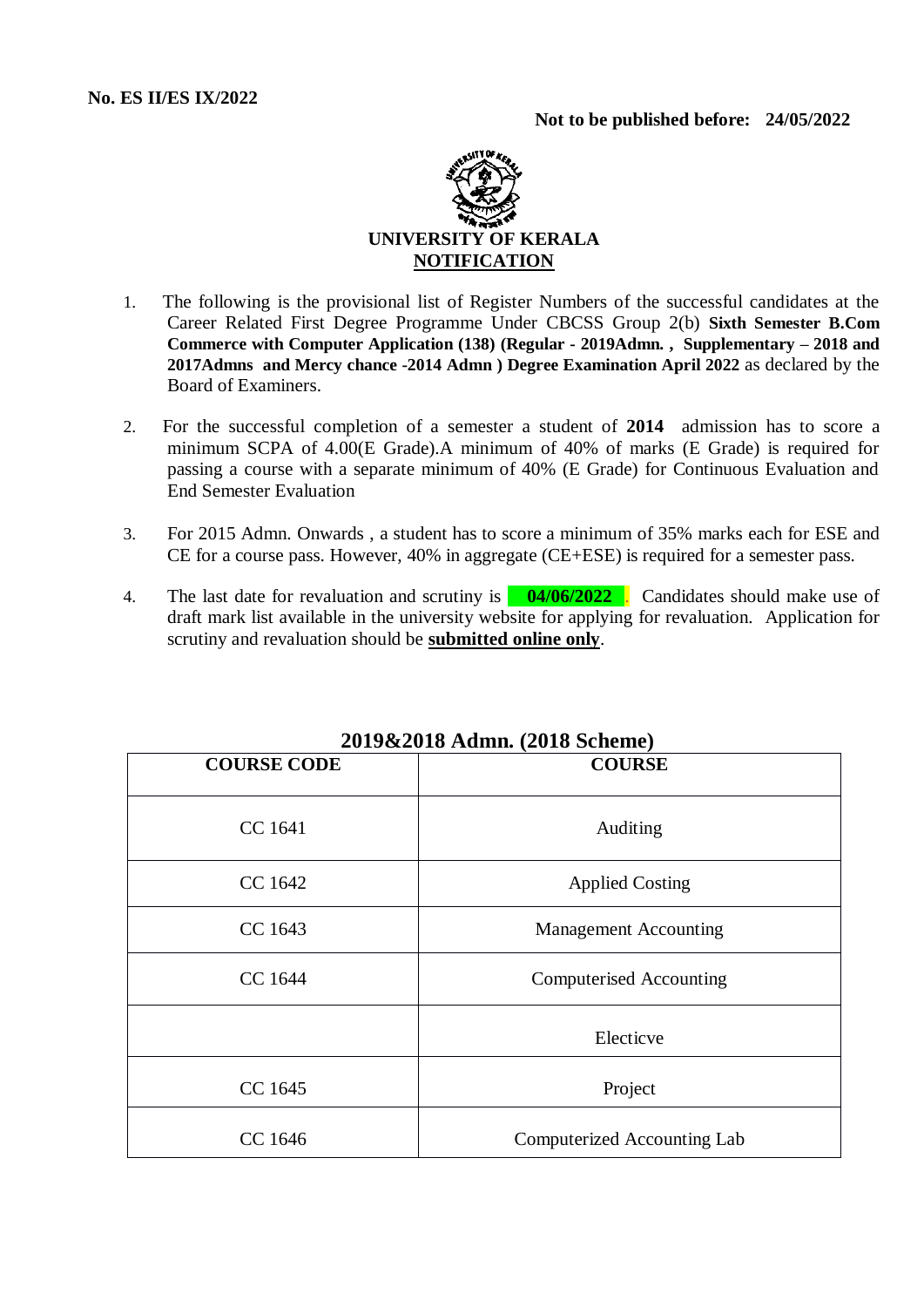**No. ES II/ES IX/2022**

**Not to be published before: 24/05/2022**

**UNIVERSITY OF KERALA**

**NOTIFICATION**

1. The following is the provisional list of Register Numbers of the successful candidates at the Career Related First Degree Programme Under CBCSS Group 2(b) **Sixth Semester B.Com Commerce with Computer Application (138) (Regular - 2019Admn. , Supplementary – 2018 and 2017Admns and Mercy chance -2014 Admn ) Degree Examination April 2022** as declared by the Board of Examiners.

2. For the successful completion of a semester a student of **2014** admission has to score a minimum SCPA of 4.00(E Grade).A minimum of 40% of marks (E Grade) is required for passing a course with a separate minimum of 40% (E Grade) for Continuous Evaluation and End Semester Evaluation

3. For 2015 Admn. Onwards , a student has to score a minimum of 35% marks each for ESE and CE for a course pass. However, 40% in aggregate (CE+ESE) is required for a semester pass.

4. The last date for revaluation and scrutiny is **04/06/2022** . Candidates should make use of draft mark list available in the university website for applying for revaluation. Application for scrutiny and revaluation should be **submitted online only**.

**2019&2018 Admn. (2018 Scheme)**

| COURSE CODE | COURSE |
|---|---|
| CC 1641 | Auditing |
| CC 1642 | Applied Costing |
| CC 1643 | Management Accounting |
| CC 1644 | Computerised Accounting |
| | Electicve |
| CC 1645 | Project |
| CC 1646 | Computerized Accounting Lab |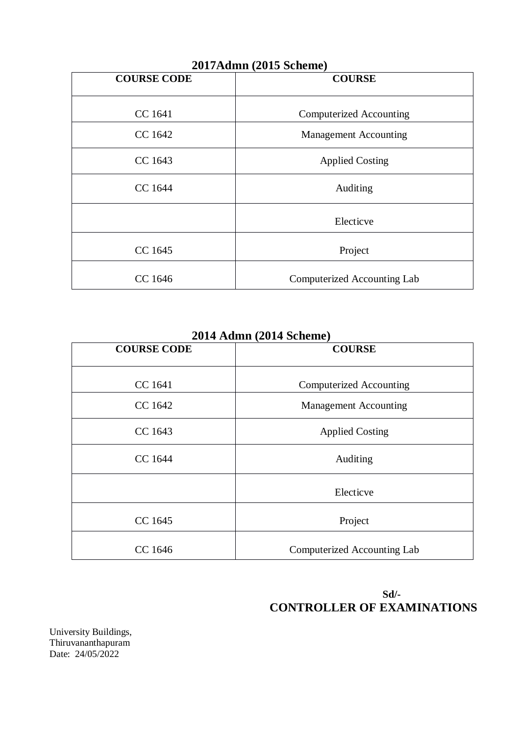**2017Admn (2015 Scheme)**

| COURSE CODE | COURSE |
|---|---|
| CC 1641 | Computerized Accounting |
| CC 1642 | Management Accounting |
| CC 1643 | Applied Costing |
| CC 1644 | Auditing |
| | Electicve |
| CC 1645 | Project |
| CC 1646 | Computerized Accounting Lab |

**2014 Admn (2014 Scheme)**

| COURSE CODE | COURSE |
|---|---|
| CC 1641 | Computerized Accounting |
| CC 1642 | Management Accounting |
| CC 1643 | Applied Costing |
| CC 1644 | Auditing |
| | Electicve |
| CC 1645 | Project |
| CC 1646 | Computerized Accounting Lab |

**Sd/-**
**CONTROLLER OF EXAMINATIONS**

University Buildings,
Thiruvananthapuram
Date: 24/05/2022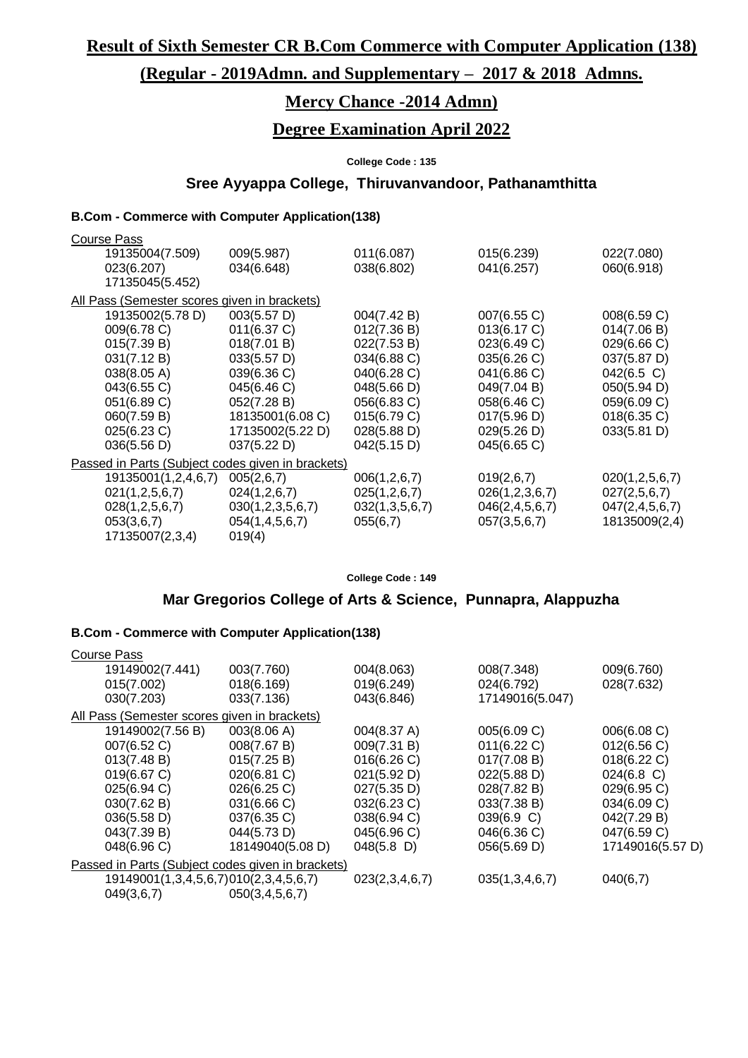# Result of Sixth Semester CR B.Com Commerce with Computer Application (138)

## (Regular - 2019Admn. and Supplementary – 2017 & 2018 Admns.

## Mercy Chance -2014 Admn)

## Degree Examination April 2022

**College Code : 135**

### Sree Ayyappa College, Thiruvanvandoor, Pathanamthitta

#### B.Com - Commerce with Computer Application(138)

Course Pass

| | | | | |
|---|---|---|---|---|
| 19135004(7.509) | 009(5.987) | 011(6.087) | 015(6.239) | 022(7.080) |
| 023(6.207) | 034(6.648) | 038(6.802) | 041(6.257) | 060(6.918) |
| 17135045(5.452) | | | | |

All Pass (Semester scores given in brackets)

| | | | | |
|---|---|---|---|---|
| 19135002(5.78 D) | 003(5.57 D) | 004(7.42 B) | 007(6.55 C) | 008(6.59 C) |
| 009(6.78 C) | 011(6.37 C) | 012(7.36 B) | 013(6.17 C) | 014(7.06 B) |
| 015(7.39 B) | 018(7.01 B) | 022(7.53 B) | 023(6.49 C) | 029(6.66 C) |
| 031(7.12 B) | 033(5.57 D) | 034(6.88 C) | 035(6.26 C) | 037(5.87 D) |
| 038(8.05 A) | 039(6.36 C) | 040(6.28 C) | 041(6.86 C) | 042(6.5 C) |
| 043(6.55 C) | 045(6.46 C) | 048(5.66 D) | 049(7.04 B) | 050(5.94 D) |
| 051(6.89 C) | 052(7.28 B) | 056(6.83 C) | 058(6.46 C) | 059(6.09 C) |
| 060(7.59 B) | 18135001(6.08 C) | 015(6.79 C) | 017(5.96 D) | 018(6.35 C) |
| 025(6.23 C) | 17135002(5.22 D) | 028(5.88 D) | 029(5.26 D) | 033(5.81 D) |
| 036(5.56 D) | 037(5.22 D) | 042(5.15 D) | 045(6.65 C) | |

Passed in Parts (Subject codes given in brackets)

| | | | | |
|---|---|---|---|---|
| 19135001(1,2,4,6,7) | 005(2,6,7) | 006(1,2,6,7) | 019(2,6,7) | 020(1,2,5,6,7) |
| 021(1,2,5,6,7) | 024(1,2,6,7) | 025(1,2,6,7) | 026(1,2,3,6,7) | 027(2,5,6,7) |
| 028(1,2,5,6,7) | 030(1,2,3,5,6,7) | 032(1,3,5,6,7) | 046(2,4,5,6,7) | 047(2,4,5,6,7) |
| 053(3,6,7) | 054(1,4,5,6,7) | 055(6,7) | 057(3,5,6,7) | 18135009(2,4) |
| 17135007(2,3,4) | 019(4) | | | |

**College Code : 149**

### Mar Gregorios College of Arts & Science, Punnapra, Alappuzha

#### B.Com - Commerce with Computer Application(138)

Course Pass

| | | | | |
|---|---|---|---|---|
| 19149002(7.441) | 003(7.760) | 004(8.063) | 008(7.348) | 009(6.760) |
| 015(7.002) | 018(6.169) | 019(6.249) | 024(6.792) | 028(7.632) |
| 030(7.203) | 033(7.136) | 043(6.846) | 17149016(5.047) | |

All Pass (Semester scores given in brackets)

| | | | | |
|---|---|---|---|---|
| 19149002(7.56 B) | 003(8.06 A) | 004(8.37 A) | 005(6.09 C) | 006(6.08 C) |
| 007(6.52 C) | 008(7.67 B) | 009(7.31 B) | 011(6.22 C) | 012(6.56 C) |
| 013(7.48 B) | 015(7.25 B) | 016(6.26 C) | 017(7.08 B) | 018(6.22 C) |
| 019(6.67 C) | 020(6.81 C) | 021(5.92 D) | 022(5.88 D) | 024(6.8 C) |
| 025(6.94 C) | 026(6.25 C) | 027(5.35 D) | 028(7.82 B) | 029(6.95 C) |
| 030(7.62 B) | 031(6.66 C) | 032(6.23 C) | 033(7.38 B) | 034(6.09 C) |
| 036(5.58 D) | 037(6.35 C) | 038(6.94 C) | 039(6.9 C) | 042(7.29 B) |
| 043(7.39 B) | 044(5.73 D) | 045(6.96 C) | 046(6.36 C) | 047(6.59 C) |
| 048(6.96 C) | 18149040(5.08 D) | 048(5.8 D) | 056(5.69 D) | 17149016(5.57 D) |

Passed in Parts (Subject codes given in brackets)

| | | | | |
|---|---|---|---|---|
| 19149001(1,3,4,5,6,7) | 010(2,3,4,5,6,7) | 023(2,3,4,6,7) | 035(1,3,4,6,7) | 040(6,7) |
| 049(3,6,7) | 050(3,4,5,6,7) | | | |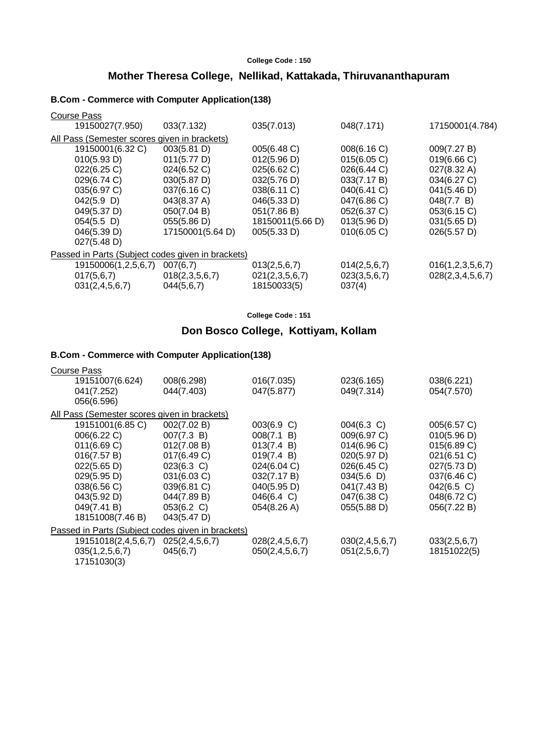**College Code : 150**

## Mother Theresa College, Nellikad, Kattakada, Thiruvananthapuram

### B.Com - Commerce with Computer Application(138)

Course Pass

| | | | | |
|---|---|---|---|---|
| 19150027(7.950) | 033(7.132) | 035(7.013) | 048(7.171) | 17150001(4.784) |

All Pass (Semester scores given in brackets)

| | | | | |
|---|---|---|---|---|
| 19150001(6.32 C) | 003(5.81 D) | 005(6.48 C) | 008(6.16 C) | 009(7.27 B) |
| 010(5.93 D) | 011(5.77 D) | 012(5.96 D) | 015(6.05 C) | 019(6.66 C) |
| 022(6.25 C) | 024(6.52 C) | 025(6.62 C) | 026(6.44 C) | 027(8.32 A) |
| 029(6.74 C) | 030(5.87 D) | 032(5.76 D) | 033(7.17 B) | 034(6.27 C) |
| 035(6.97 C) | 037(6.16 C) | 038(6.11 C) | 040(6.41 C) | 041(5.46 D) |
| 042(5.9 D) | 043(8.37 A) | 046(5.33 D) | 047(6.86 C) | 048(7.7 B) |
| 049(5.37 D) | 050(7.04 B) | 051(7.86 B) | 052(6.37 C) | 053(6.15 C) |
| 054(5.5 D) | 055(5.86 D) | 18150011(5.66 D) | 013(5.96 D) | 031(5.65 D) |
| 046(5.39 D) | 17150001(5.64 D) | 005(5.33 D) | 010(6.05 C) | 026(5.57 D) |
| 027(5.48 D) | | | | |

Passed in Parts (Subject codes given in brackets)

| | | | | |
|---|---|---|---|---|
| 19150006(1,2,5,6,7) | 007(6,7) | 013(2,5,6,7) | 014(2,5,6,7) | 016(1,2,3,5,6,7) |
| 017(5,6,7) | 018(2,3,5,6,7) | 021(2,3,5,6,7) | 023(3,5,6,7) | 028(2,3,4,5,6,7) |
| 031(2,4,5,6,7) | 044(5,6,7) | 18150033(5) | 037(4) | |

**College Code : 151**

## Don Bosco College, Kottiyam, Kollam

### B.Com - Commerce with Computer Application(138)

Course Pass

| | | | | |
|---|---|---|---|---|
| 19151007(6.624) | 008(6.298) | 016(7.035) | 023(6.165) | 038(6.221) |
| 041(7.252) | 044(7.403) | 047(5.877) | 049(7.314) | 054(7.570) |
| 056(6.596) | | | | |

All Pass (Semester scores given in brackets)

| | | | | |
|---|---|---|---|---|
| 19151001(6.85 C) | 002(7.02 B) | 003(6.9 C) | 004(6.3 C) | 005(6.57 C) |
| 006(6.22 C) | 007(7.3 B) | 008(7.1 B) | 009(6.97 C) | 010(5.96 D) |
| 011(6.69 C) | 012(7.08 B) | 013(7.4 B) | 014(6.96 C) | 015(6.89 C) |
| 016(7.57 B) | 017(6.49 C) | 019(7.4 B) | 020(5.97 D) | 021(6.51 C) |
| 022(5.65 D) | 023(6.3 C) | 024(6.04 C) | 026(6.45 C) | 027(5.73 D) |
| 029(5.95 D) | 031(6.03 C) | 032(7.17 B) | 034(5.6 D) | 037(6.46 C) |
| 038(6.56 C) | 039(6.81 C) | 040(5.95 D) | 041(7.43 B) | 042(6.5 C) |
| 043(5.92 D) | 044(7.89 B) | 046(6.4 C) | 047(6.38 C) | 048(6.72 C) |
| 049(7.41 B) | 053(6.2 C) | 054(8.26 A) | 055(5.88 D) | 056(7.22 B) |
| 18151008(7.46 B) | 043(5.47 D) | | | |

Passed in Parts (Subject codes given in brackets)

| | | | | |
|---|---|---|---|---|
| 19151018(2,4,5,6,7) | 025(2,4,5,6,7) | 028(2,4,5,6,7) | 030(2,4,5,6,7) | 033(2,5,6,7) |
| 035(1,2,5,6,7) | 045(6,7) | 050(2,4,5,6,7) | 051(2,5,6,7) | 18151022(5) |
| 17151030(3) | | | | |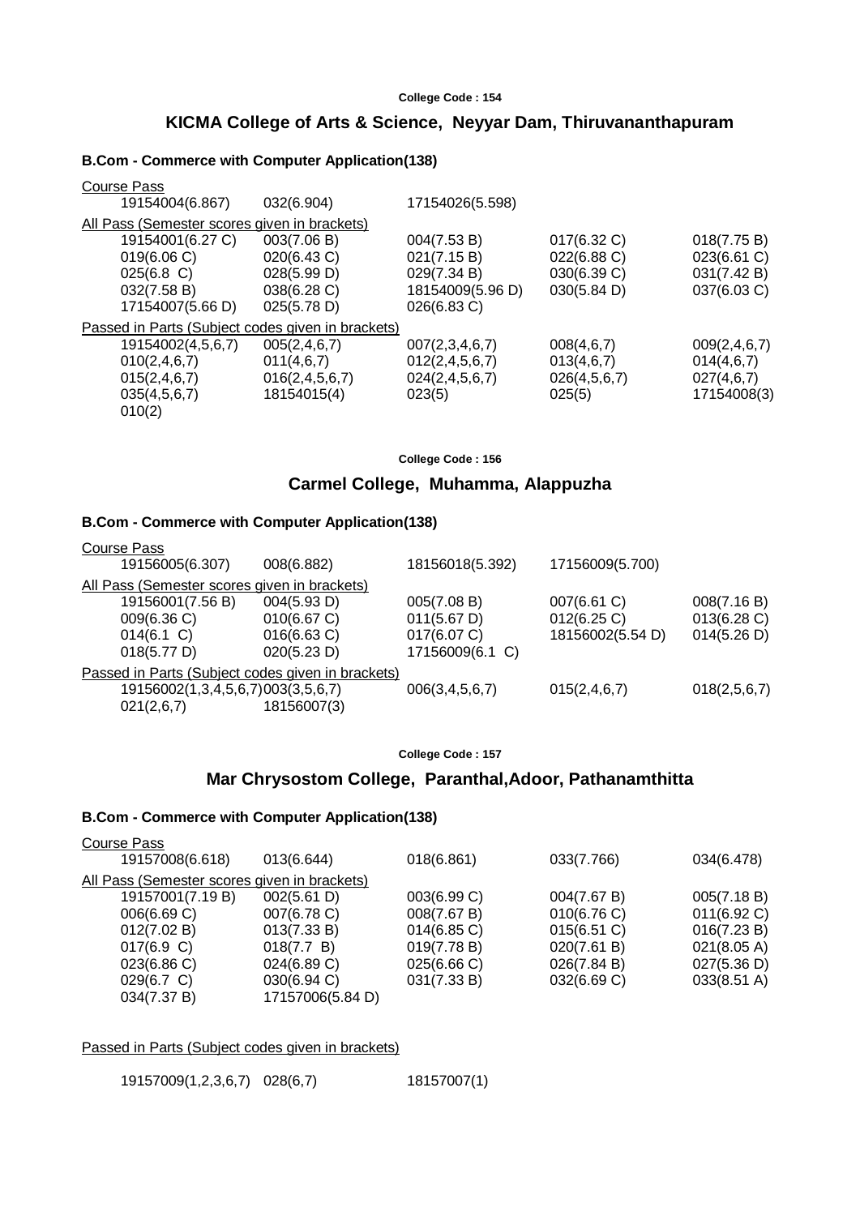College Code : 154

## KICMA College of Arts & Science, Neyyar Dam, Thiruvananthapuram

### B.Com - Commerce with Computer Application(138)

Course Pass

| | | | | |
|---|---|---|---|---|
| 19154004(6.867) | 032(6.904) | 17154026(5.598) | | |

All Pass (Semester scores given in brackets)

| | | | | |
|---|---|---|---|---|
| 19154001(6.27 C) | 003(7.06 B) | 004(7.53 B) | 017(6.32 C) | 018(7.75 B) |
| 019(6.06 C) | 020(6.43 C) | 021(7.15 B) | 022(6.88 C) | 023(6.61 C) |
| 025(6.8 C) | 028(5.99 D) | 029(7.34 B) | 030(6.39 C) | 031(7.42 B) |
| 032(7.58 B) | 038(6.28 C) | 18154009(5.96 D) | 030(5.84 D) | 037(6.03 C) |
| 17154007(5.66 D) | 025(5.78 D) | 026(6.83 C) | | |

Passed in Parts (Subject codes given in brackets)

| | | | | |
|---|---|---|---|---|
| 19154002(4,5,6,7) | 005(2,4,6,7) | 007(2,3,4,6,7) | 008(4,6,7) | 009(2,4,6,7) |
| 010(2,4,6,7) | 011(4,6,7) | 012(2,4,5,6,7) | 013(4,6,7) | 014(4,6,7) |
| 015(2,4,6,7) | 016(2,4,5,6,7) | 024(2,4,5,6,7) | 026(4,5,6,7) | 027(4,6,7) |
| 035(4,5,6,7) | 18154015(4) | 023(5) | 025(5) | 17154008(3) |
| 010(2) | | | | |

College Code : 156

## Carmel College, Muhamma, Alappuzha

### B.Com - Commerce with Computer Application(138)

Course Pass

| | | | | |
|---|---|---|---|---|
| 19156005(6.307) | 008(6.882) | 18156018(5.392) | 17156009(5.700) | |

All Pass (Semester scores given in brackets)

| | | | | |
|---|---|---|---|---|
| 19156001(7.56 B) | 004(5.93 D) | 005(7.08 B) | 007(6.61 C) | 008(7.16 B) |
| 009(6.36 C) | 010(6.67 C) | 011(5.67 D) | 012(6.25 C) | 013(6.28 C) |
| 014(6.1 C) | 016(6.63 C) | 017(6.07 C) | 18156002(5.54 D) | 014(5.26 D) |
| 018(5.77 D) | 020(5.23 D) | 17156009(6.1 C) | | |

Passed in Parts (Subject codes given in brackets)

| | | | | |
|---|---|---|---|---|
| 19156002(1,3,4,5,6,7) | 003(3,5,6,7) | 006(3,4,5,6,7) | 015(2,4,6,7) | 018(2,5,6,7) |
| 021(2,6,7) | 18156007(3) | | | |

College Code : 157

## Mar Chrysostom College, Paranthal,Adoor, Pathanamthitta

### B.Com - Commerce with Computer Application(138)

Course Pass

| | | | | |
|---|---|---|---|---|
| 19157008(6.618) | 013(6.644) | 018(6.861) | 033(7.766) | 034(6.478) |

All Pass (Semester scores given in brackets)

| | | | | |
|---|---|---|---|---|
| 19157001(7.19 B) | 002(5.61 D) | 003(6.99 C) | 004(7.67 B) | 005(7.18 B) |
| 006(6.69 C) | 007(6.78 C) | 008(7.67 B) | 010(6.76 C) | 011(6.92 C) |
| 012(7.02 B) | 013(7.33 B) | 014(6.85 C) | 015(6.51 C) | 016(7.23 B) |
| 017(6.9 C) | 018(7.7 B) | 019(7.78 B) | 020(7.61 B) | 021(8.05 A) |
| 023(6.86 C) | 024(6.89 C) | 025(6.66 C) | 026(7.84 B) | 027(5.36 D) |
| 029(6.7 C) | 030(6.94 C) | 031(7.33 B) | 032(6.69 C) | 033(8.51 A) |
| 034(7.37 B) | 17157006(5.84 D) | | | |

Passed in Parts (Subject codes given in brackets)

| | | | | |
|---|---|---|---|---|
| 19157009(1,2,3,6,7) | 028(6,7) | 18157007(1) | | |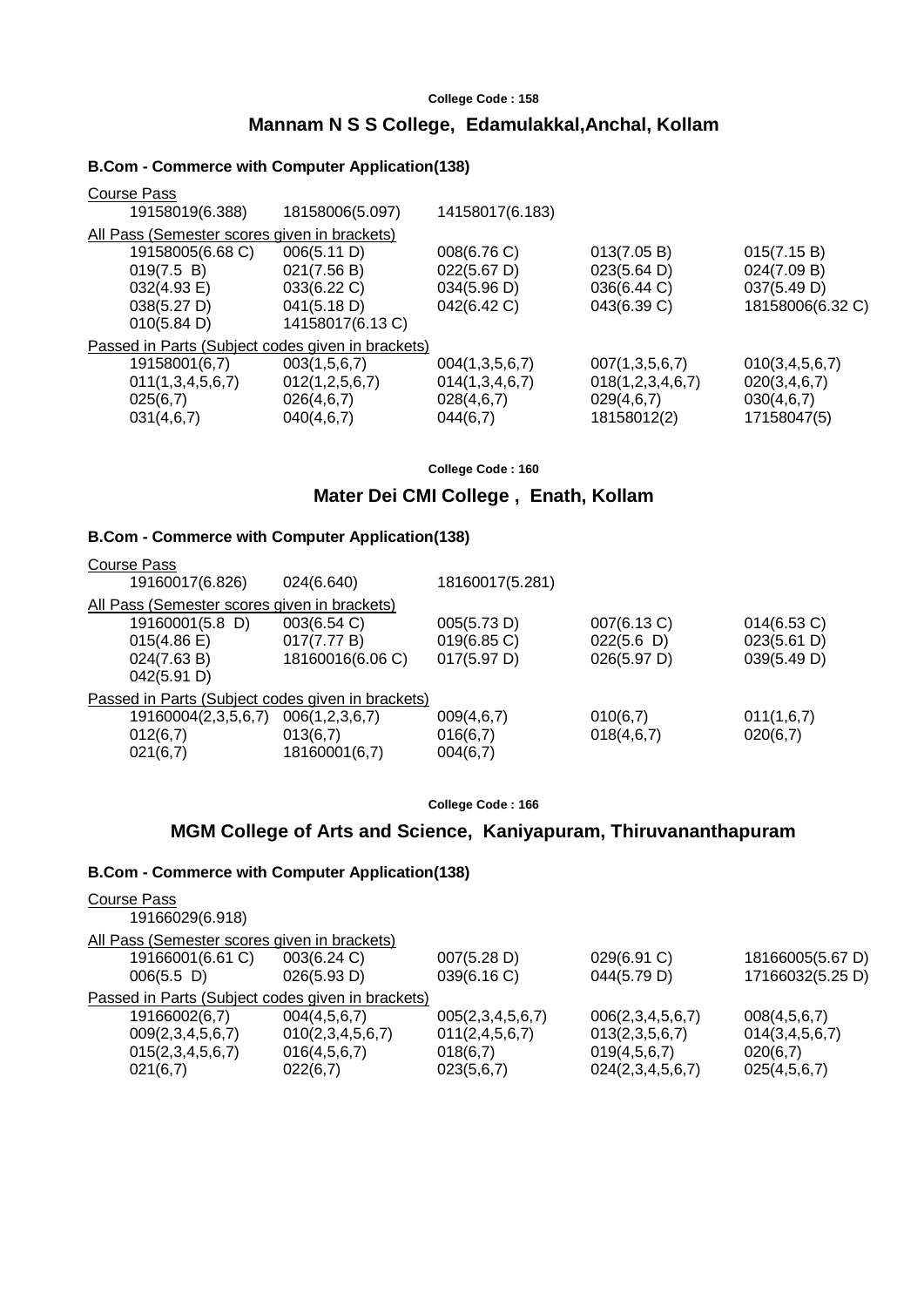College Code : 158

## Mannam N S S College, Edamulakkal,Anchal, Kollam

### B.Com - Commerce with Computer Application(138)

Course Pass

| | | |
|---|---|---|
| 19158019(6.388) | 18158006(5.097) | 14158017(6.183) |

All Pass (Semester scores given in brackets)

| | | | | |
|---|---|---|---|---|
| 19158005(6.68 C) | 006(5.11 D) | 008(6.76 C) | 013(7.05 B) | 015(7.15 B) |
| 019(7.5 B) | 021(7.56 B) | 022(5.67 D) | 023(5.64 D) | 024(7.09 B) |
| 032(4.93 E) | 033(6.22 C) | 034(5.96 D) | 036(6.44 C) | 037(5.49 D) |
| 038(5.27 D) | 041(5.18 D) | 042(6.42 C) | 043(6.39 C) | 18158006(6.32 C) |
| 010(5.84 D) | 14158017(6.13 C) | | | |

Passed in Parts (Subject codes given in brackets)

| | | | | |
|---|---|---|---|---|
| 19158001(6,7) | 003(1,5,6,7) | 004(1,3,5,6,7) | 007(1,3,5,6,7) | 010(3,4,5,6,7) |
| 011(1,3,4,5,6,7) | 012(1,2,5,6,7) | 014(1,3,4,6,7) | 018(1,2,3,4,6,7) | 020(3,4,6,7) |
| 025(6,7) | 026(4,6,7) | 028(4,6,7) | 029(4,6,7) | 030(4,6,7) |
| 031(4,6,7) | 040(4,6,7) | 044(6,7) | 18158012(2) | 17158047(5) |

College Code : 160

## Mater Dei CMI College , Enath, Kollam

### B.Com - Commerce with Computer Application(138)

Course Pass

| | | |
|---|---|---|
| 19160017(6.826) | 024(6.640) | 18160017(5.281) |

All Pass (Semester scores given in brackets)

| | | | | |
|---|---|---|---|---|
| 19160001(5.8 D) | 003(6.54 C) | 005(5.73 D) | 007(6.13 C) | 014(6.53 C) |
| 015(4.86 E) | 017(7.77 B) | 019(6.85 C) | 022(5.6 D) | 023(5.61 D) |
| 024(7.63 B) | 18160016(6.06 C) | 017(5.97 D) | 026(5.97 D) | 039(5.49 D) |
| 042(5.91 D) | | | | |

Passed in Parts (Subject codes given in brackets)

| | | | | |
|---|---|---|---|---|
| 19160004(2,3,5,6,7) | 006(1,2,3,6,7) | 009(4,6,7) | 010(6,7) | 011(1,6,7) |
| 012(6,7) | 013(6,7) | 016(6,7) | 018(4,6,7) | 020(6,7) |
| 021(6,7) | 18160001(6,7) | 004(6,7) | | |

College Code : 166

## MGM College of Arts and Science, Kaniyapuram, Thiruvananthapuram

### B.Com - Commerce with Computer Application(138)

Course Pass

| |
|---|
| 19166029(6.918) |

All Pass (Semester scores given in brackets)

| | | | | |
|---|---|---|---|---|
| 19166001(6.61 C) | 003(6.24 C) | 007(5.28 D) | 029(6.91 C) | 18166005(5.67 D) |
| 006(5.5 D) | 026(5.93 D) | 039(6.16 C) | 044(5.79 D) | 17166032(5.25 D) |

Passed in Parts (Subject codes given in brackets)

| | | | | |
|---|---|---|---|---|
| 19166002(6,7) | 004(4,5,6,7) | 005(2,3,4,5,6,7) | 006(2,3,4,5,6,7) | 008(4,5,6,7) |
| 009(2,3,4,5,6,7) | 010(2,3,4,5,6,7) | 011(2,4,5,6,7) | 013(2,3,5,6,7) | 014(3,4,5,6,7) |
| 015(2,3,4,5,6,7) | 016(4,5,6,7) | 018(6,7) | 019(4,5,6,7) | 020(6,7) |
| 021(6,7) | 022(6,7) | 023(5,6,7) | 024(2,3,4,5,6,7) | 025(4,5,6,7) |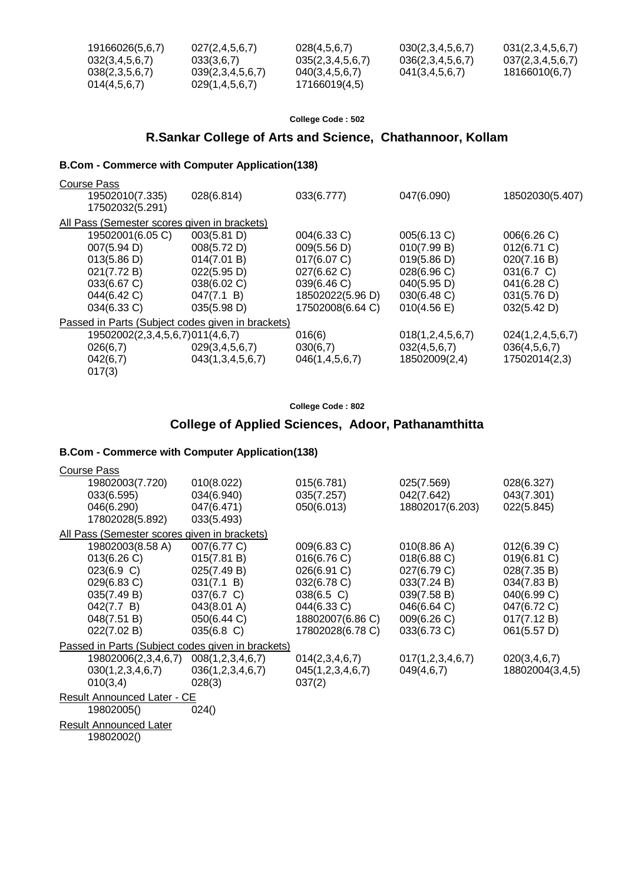19166026(5,6,7) 027(2,4,5,6,7) 028(4,5,6,7) 030(2,3,4,5,6,7) 031(2,3,4,5,6,7)
032(3,4,5,6,7) 033(3,6,7) 035(2,3,4,5,6,7) 036(2,3,4,5,6,7) 037(2,3,4,5,6,7)
038(2,3,5,6,7) 039(2,3,4,5,6,7) 040(3,4,5,6,7) 041(3,4,5,6,7) 18166010(6,7)
014(4,5,6,7) 029(1,4,5,6,7) 17166019(4,5)

**College Code : 502**

## R.Sankar College of Arts and Science, Chathannoor, Kollam

### B.Com - Commerce with Computer Application(138)

Course Pass

19502010(7.335) 028(6.814) 033(6.777) 047(6.090) 18502030(5.407)
17502032(5.291)

All Pass (Semester scores given in brackets)

19502001(6.05 C) 003(5.81 D) 004(6.33 C) 005(6.13 C) 006(6.26 C)
007(5.94 D) 008(5.72 D) 009(5.56 D) 010(7.99 B) 012(6.71 C)
013(5.86 D) 014(7.01 B) 017(6.07 C) 019(5.86 D) 020(7.16 B)
021(7.72 B) 022(5.95 D) 027(6.62 C) 028(6.96 C) 031(6.7 C)
033(6.67 C) 038(6.02 C) 039(6.46 C) 040(5.95 D) 041(6.28 C)
044(6.42 C) 047(7.1 B) 18502022(5.96 D) 030(6.48 C) 031(5.76 D)
034(6.33 C) 035(5.98 D) 17502008(6.64 C) 010(4.56 E) 032(5.42 D)

Passed in Parts (Subject codes given in brackets)

19502002(2,3,4,5,6,7) 011(4,6,7) 016(6) 018(1,2,4,5,6,7) 024(1,2,4,5,6,7)
026(6,7) 029(3,4,5,6,7) 030(6,7) 032(4,5,6,7) 036(4,5,6,7)
042(6,7) 043(1,3,4,5,6,7) 046(1,4,5,6,7) 18502009(2,4) 17502014(2,3)
017(3)

**College Code : 802**

## College of Applied Sciences, Adoor, Pathanamthitta

### B.Com - Commerce with Computer Application(138)

Course Pass

19802003(7.720) 010(8.022) 015(6.781) 025(7.569) 028(6.327)
033(6.595) 034(6.940) 035(7.257) 042(7.642) 043(7.301)
046(6.290) 047(6.471) 050(6.013) 18802017(6.203) 022(5.845)
17802028(5.892) 033(5.493)

All Pass (Semester scores given in brackets)

19802003(8.58 A) 007(6.77 C) 009(6.83 C) 010(8.86 A) 012(6.39 C)
013(6.26 C) 015(7.81 B) 016(6.76 C) 018(6.88 C) 019(6.81 C)
023(6.9 C) 025(7.49 B) 026(6.91 C) 027(6.79 C) 028(7.35 B)
029(6.83 C) 031(7.1 B) 032(6.78 C) 033(7.24 B) 034(7.83 B)
035(7.49 B) 037(6.7 C) 038(6.5 C) 039(7.58 B) 040(6.99 C)
042(7.7 B) 043(8.01 A) 044(6.33 C) 046(6.64 C) 047(6.72 C)
048(7.51 B) 050(6.44 C) 18802007(6.86 C) 009(6.26 C) 017(7.12 B)
022(7.02 B) 035(6.8 C) 17802028(6.78 C) 033(6.73 C) 061(5.57 D)

Passed in Parts (Subject codes given in brackets)

19802006(2,3,4,6,7) 008(1,2,3,4,6,7) 014(2,3,4,6,7) 017(1,2,3,4,6,7) 020(3,4,6,7)
030(1,2,3,4,6,7) 036(1,2,3,4,6,7) 045(1,2,3,4,6,7) 049(4,6,7) 18802004(3,4,5)
010(3,4) 028(3) 037(2)

Result Announced Later - CE

19802005() 024()

Result Announced Later

19802002()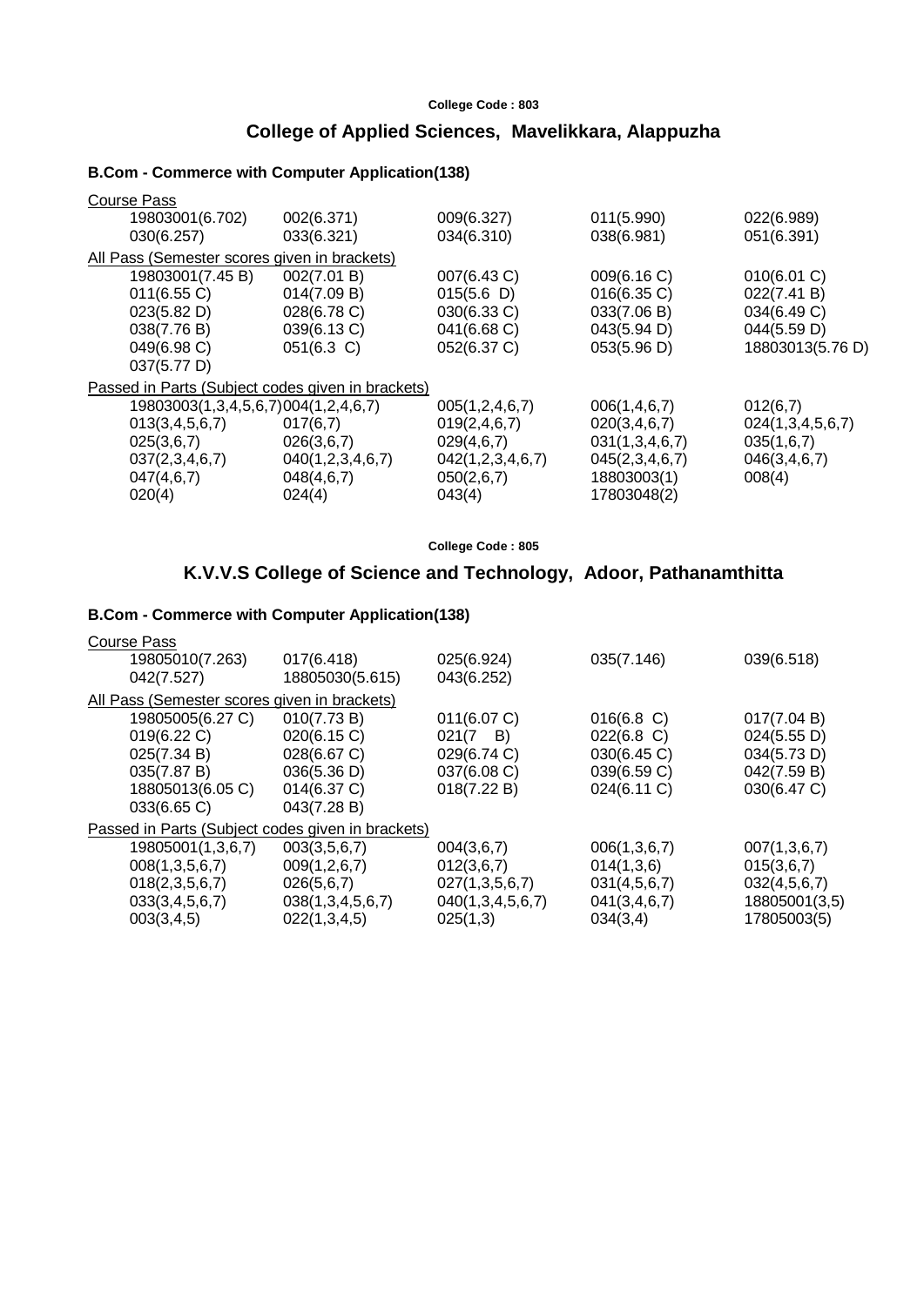**College Code : 803**

## College of Applied Sciences, Mavelikkara, Alappuzha

### B.Com - Commerce with Computer Application(138)

Course Pass

| | | | | |
|---|---|---|---|---|
| 19803001(6.702) | 002(6.371) | 009(6.327) | 011(5.990) | 022(6.989) |
| 030(6.257) | 033(6.321) | 034(6.310) | 038(6.981) | 051(6.391) |

All Pass (Semester scores given in brackets)

| | | | | |
|---|---|---|---|---|
| 19803001(7.45 B) | 002(7.01 B) | 007(6.43 C) | 009(6.16 C) | 010(6.01 C) |
| 011(6.55 C) | 014(7.09 B) | 015(5.6 D) | 016(6.35 C) | 022(7.41 B) |
| 023(5.82 D) | 028(6.78 C) | 030(6.33 C) | 033(7.06 B) | 034(6.49 C) |
| 038(7.76 B) | 039(6.13 C) | 041(6.68 C) | 043(5.94 D) | 044(5.59 D) |
| 049(6.98 C) | 051(6.3 C) | 052(6.37 C) | 053(5.96 D) | 18803013(5.76 D) |
| 037(5.77 D) | | | | |

Passed in Parts (Subject codes given in brackets)

| | | | | |
|---|---|---|---|---|
| 19803003(1,3,4,5,6,7) | 004(1,2,4,6,7) | 005(1,2,4,6,7) | 006(1,4,6,7) | 012(6,7) |
| 013(3,4,5,6,7) | 017(6,7) | 019(2,4,6,7) | 020(3,4,6,7) | 024(1,3,4,5,6,7) |
| 025(3,6,7) | 026(3,6,7) | 029(4,6,7) | 031(1,3,4,6,7) | 035(1,6,7) |
| 037(2,3,4,6,7) | 040(1,2,3,4,6,7) | 042(1,2,3,4,6,7) | 045(2,3,4,6,7) | 046(3,4,6,7) |
| 047(4,6,7) | 048(4,6,7) | 050(2,6,7) | 18803003(1) | 008(4) |
| 020(4) | 024(4) | 043(4) | 17803048(2) | |

**College Code : 805**

## K.V.V.S College of Science and Technology, Adoor, Pathanamthitta

### B.Com - Commerce with Computer Application(138)

Course Pass

| | | | | |
|---|---|---|---|---|
| 19805010(7.263) | 017(6.418) | 025(6.924) | 035(7.146) | 039(6.518) |
| 042(7.527) | 18805030(5.615) | 043(6.252) | | |

All Pass (Semester scores given in brackets)

| | | | | |
|---|---|---|---|---|
| 19805005(6.27 C) | 010(7.73 B) | 011(6.07 C) | 016(6.8 C) | 017(7.04 B) |
| 019(6.22 C) | 020(6.15 C) | 021(7 B) | 022(6.8 C) | 024(5.55 D) |
| 025(7.34 B) | 028(6.67 C) | 029(6.74 C) | 030(6.45 C) | 034(5.73 D) |
| 035(7.87 B) | 036(5.36 D) | 037(6.08 C) | 039(6.59 C) | 042(7.59 B) |
| 18805013(6.05 C) | 014(6.37 C) | 018(7.22 B) | 024(6.11 C) | 030(6.47 C) |
| 033(6.65 C) | 043(7.28 B) | | | |

Passed in Parts (Subject codes given in brackets)

| | | | | |
|---|---|---|---|---|
| 19805001(1,3,6,7) | 003(3,5,6,7) | 004(3,6,7) | 006(1,3,6,7) | 007(1,3,6,7) |
| 008(1,3,5,6,7) | 009(1,2,6,7) | 012(3,6,7) | 014(1,3,6) | 015(3,6,7) |
| 018(2,3,5,6,7) | 026(5,6,7) | 027(1,3,5,6,7) | 031(4,5,6,7) | 032(4,5,6,7) |
| 033(3,4,5,6,7) | 038(1,3,4,5,6,7) | 040(1,3,4,5,6,7) | 041(3,4,6,7) | 18805001(3,5) |
| 003(3,4,5) | 022(1,3,4,5) | 025(1,3) | 034(3,4) | 17805003(5) |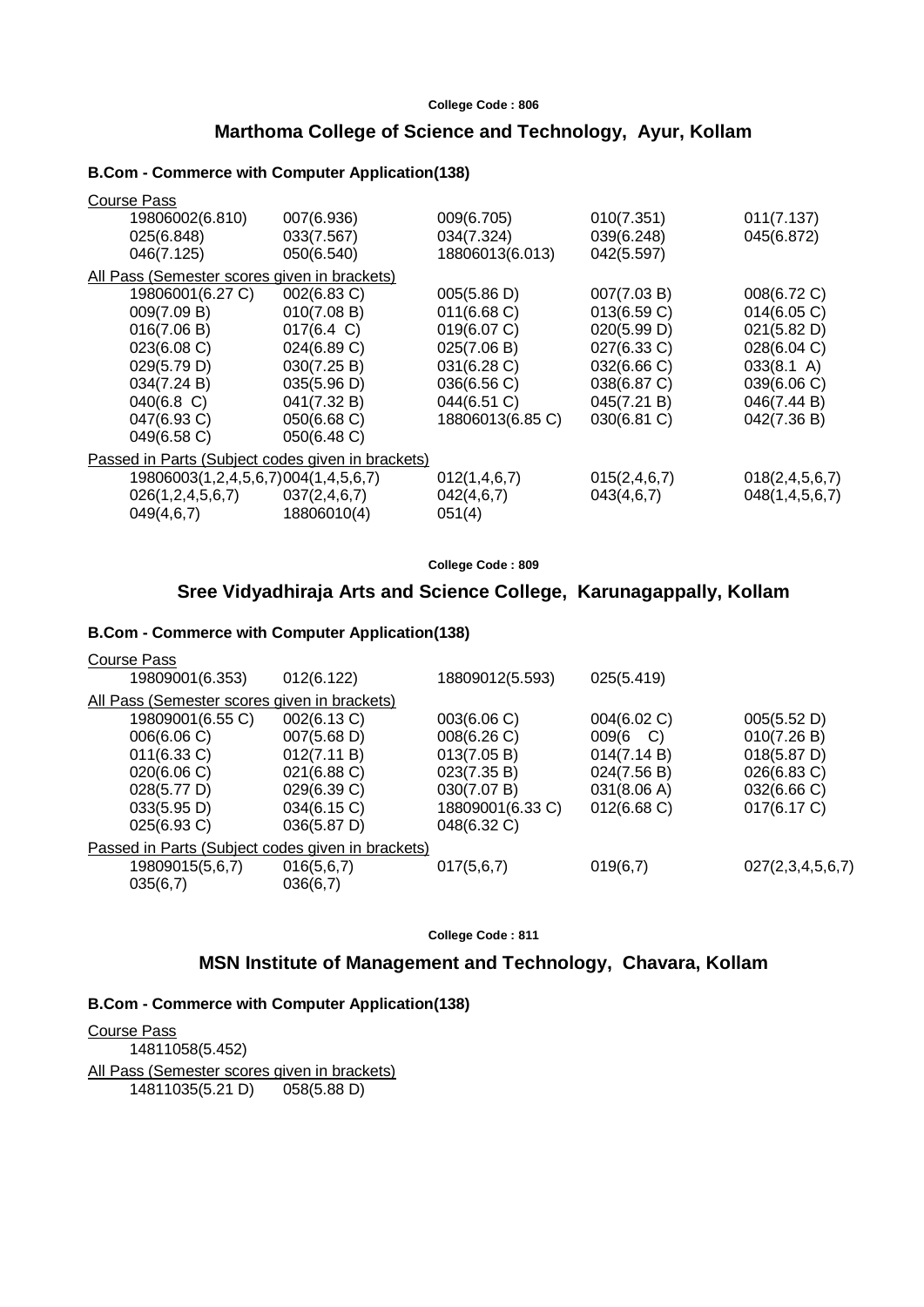College Code : 806

## Marthoma College of Science and Technology, Ayur, Kollam

### B.Com - Commerce with Computer Application(138)

Course Pass

| | | | | |
|---|---|---|---|---|
| 19806002(6.810) | 007(6.936) | 009(6.705) | 010(7.351) | 011(7.137) |
| 025(6.848) | 033(7.567) | 034(7.324) | 039(6.248) | 045(6.872) |
| 046(7.125) | 050(6.540) | 18806013(6.013) | 042(5.597) | |

All Pass (Semester scores given in brackets)

| | | | | |
|---|---|---|---|---|
| 19806001(6.27 C) | 002(6.83 C) | 005(5.86 D) | 007(7.03 B) | 008(6.72 C) |
| 009(7.09 B) | 010(7.08 B) | 011(6.68 C) | 013(6.59 C) | 014(6.05 C) |
| 016(7.06 B) | 017(6.4 C) | 019(6.07 C) | 020(5.99 D) | 021(5.82 D) |
| 023(6.08 C) | 024(6.89 C) | 025(7.06 B) | 027(6.33 C) | 028(6.04 C) |
| 029(5.79 D) | 030(7.25 B) | 031(6.28 C) | 032(6.66 C) | 033(8.1 A) |
| 034(7.24 B) | 035(5.96 D) | 036(6.56 C) | 038(6.87 C) | 039(6.06 C) |
| 040(6.8 C) | 041(7.32 B) | 044(6.51 C) | 045(7.21 B) | 046(7.44 B) |
| 047(6.93 C) | 050(6.68 C) | 18806013(6.85 C) | 030(6.81 C) | 042(7.36 B) |
| 049(6.58 C) | 050(6.48 C) | | | |

Passed in Parts (Subject codes given in brackets)

| | | | | |
|---|---|---|---|---|
| 19806003(1,2,4,5,6,7) | 004(1,4,5,6,7) | 012(1,4,6,7) | 015(2,4,6,7) | 018(2,4,5,6,7) |
| 026(1,2,4,5,6,7) | 037(2,4,6,7) | 042(4,6,7) | 043(4,6,7) | 048(1,4,5,6,7) |
| 049(4,6,7) | 18806010(4) | 051(4) | | |

College Code : 809

## Sree Vidyadhiraja Arts and Science College, Karunagappally, Kollam

### B.Com - Commerce with Computer Application(138)

Course Pass

| | | | |
|---|---|---|---|
| 19809001(6.353) | 012(6.122) | 18809012(5.593) | 025(5.419) |

All Pass (Semester scores given in brackets)

| | | | | |
|---|---|---|---|---|
| 19809001(6.55 C) | 002(6.13 C) | 003(6.06 C) | 004(6.02 C) | 005(5.52 D) |
| 006(6.06 C) | 007(5.68 D) | 008(6.26 C) | 009(6 C) | 010(7.26 B) |
| 011(6.33 C) | 012(7.11 B) | 013(7.05 B) | 014(7.14 B) | 018(5.87 D) |
| 020(6.06 C) | 021(6.88 C) | 023(7.35 B) | 024(7.56 B) | 026(6.83 C) |
| 028(5.77 D) | 029(6.39 C) | 030(7.07 B) | 031(8.06 A) | 032(6.66 C) |
| 033(5.95 D) | 034(6.15 C) | 18809001(6.33 C) | 012(6.68 C) | 017(6.17 C) |
| 025(6.93 C) | 036(5.87 D) | 048(6.32 C) | | |

Passed in Parts (Subject codes given in brackets)

| | | | | |
|---|---|---|---|---|
| 19809015(5,6,7) | 016(5,6,7) | 017(5,6,7) | 019(6,7) | 027(2,3,4,5,6,7) |
| 035(6,7) | 036(6,7) | | | |

College Code : 811

## MSN Institute of Management and Technology, Chavara, Kollam

### B.Com - Commerce with Computer Application(138)

Course Pass

| |
|---|
| 14811058(5.452) |

All Pass (Semester scores given in brackets)

| | |
|---|---|
| 14811035(5.21 D) | 058(5.88 D) |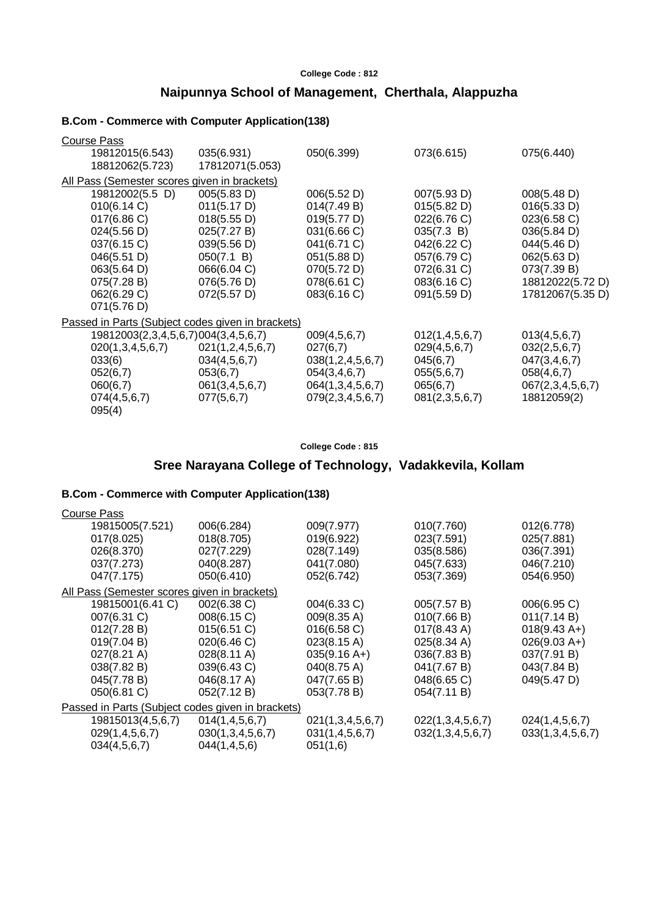**College Code : 812**

## Naipunnya School of Management, Cherthala, Alappuzha

### B.Com - Commerce with Computer Application(138)

Course Pass

| | | | | |
|---|---|---|---|---|
| 19812015(6.543) | 035(6.931) | 050(6.399) | 073(6.615) | 075(6.440) |
| 18812062(5.723) | 17812071(5.053) | | | |

All Pass (Semester scores given in brackets)

| | | | | |
|---|---|---|---|---|
| 19812002(5.5 D) | 005(5.83 D) | 006(5.52 D) | 007(5.93 D) | 008(5.48 D) |
| 010(6.14 C) | 011(5.17 D) | 014(7.49 B) | 015(5.82 D) | 016(5.33 D) |
| 017(6.86 C) | 018(5.55 D) | 019(5.77 D) | 022(6.76 C) | 023(6.58 C) |
| 024(5.56 D) | 025(7.27 B) | 031(6.66 C) | 035(7.3 B) | 036(5.84 D) |
| 037(6.15 C) | 039(5.56 D) | 041(6.71 C) | 042(6.22 C) | 044(5.46 D) |
| 046(5.51 D) | 050(7.1 B) | 051(5.88 D) | 057(6.79 C) | 062(5.63 D) |
| 063(5.64 D) | 066(6.04 C) | 070(5.72 D) | 072(6.31 C) | 073(7.39 B) |
| 075(7.28 B) | 076(5.76 D) | 078(6.61 C) | 083(6.16 C) | 18812022(5.72 D) |
| 062(6.29 C) | 072(5.57 D) | 083(6.16 C) | 091(5.59 D) | 17812067(5.35 D) |
| 071(5.76 D) | | | | |

Passed in Parts (Subject codes given in brackets)

| | | | | |
|---|---|---|---|---|
| 19812003(2,3,4,5,6,7) | 004(3,4,5,6,7) | 009(4,5,6,7) | 012(1,4,5,6,7) | 013(4,5,6,7) |
| 020(1,3,4,5,6,7) | 021(1,2,4,5,6,7) | 027(6,7) | 029(4,5,6,7) | 032(2,5,6,7) |
| 033(6) | 034(4,5,6,7) | 038(1,2,4,5,6,7) | 045(6,7) | 047(3,4,6,7) |
| 052(6,7) | 053(6,7) | 054(3,4,6,7) | 055(5,6,7) | 058(4,6,7) |
| 060(6,7) | 061(3,4,5,6,7) | 064(1,3,4,5,6,7) | 065(6,7) | 067(2,3,4,5,6,7) |
| 074(4,5,6,7) | 077(5,6,7) | 079(2,3,4,5,6,7) | 081(2,3,5,6,7) | 18812059(2) |
| 095(4) | | | | |

**College Code : 815**

## Sree Narayana College of Technology, Vadakkevila, Kollam

### B.Com - Commerce with Computer Application(138)

Course Pass

| | | | | |
|---|---|---|---|---|
| 19815005(7.521) | 006(6.284) | 009(7.977) | 010(7.760) | 012(6.778) |
| 017(8.025) | 018(8.705) | 019(6.922) | 023(7.591) | 025(7.881) |
| 026(8.370) | 027(7.229) | 028(7.149) | 035(8.586) | 036(7.391) |
| 037(7.273) | 040(8.287) | 041(7.080) | 045(7.633) | 046(7.210) |
| 047(7.175) | 050(6.410) | 052(6.742) | 053(7.369) | 054(6.950) |

All Pass (Semester scores given in brackets)

| | | | | |
|---|---|---|---|---|
| 19815001(6.41 C) | 002(6.38 C) | 004(6.33 C) | 005(7.57 B) | 006(6.95 C) |
| 007(6.31 C) | 008(6.15 C) | 009(8.35 A) | 010(7.66 B) | 011(7.14 B) |
| 012(7.28 B) | 015(6.51 C) | 016(6.58 C) | 017(8.43 A) | 018(9.43 A+) |
| 019(7.04 B) | 020(6.46 C) | 023(8.15 A) | 025(8.34 A) | 026(9.03 A+) |
| 027(8.21 A) | 028(8.11 A) | 035(9.16 A+) | 036(7.83 B) | 037(7.91 B) |
| 038(7.82 B) | 039(6.43 C) | 040(8.75 A) | 041(7.67 B) | 043(7.84 B) |
| 045(7.78 B) | 046(8.17 A) | 047(7.65 B) | 048(6.65 C) | 049(5.47 D) |
| 050(6.81 C) | 052(7.12 B) | 053(7.78 B) | 054(7.11 B) | |

Passed in Parts (Subject codes given in brackets)

| | | | | |
|---|---|---|---|---|
| 19815013(4,5,6,7) | 014(1,4,5,6,7) | 021(1,3,4,5,6,7) | 022(1,3,4,5,6,7) | 024(1,4,5,6,7) |
| 029(1,4,5,6,7) | 030(1,3,4,5,6,7) | 031(1,4,5,6,7) | 032(1,3,4,5,6,7) | 033(1,3,4,5,6,7) |
| 034(4,5,6,7) | 044(1,4,5,6) | 051(1,6) | | |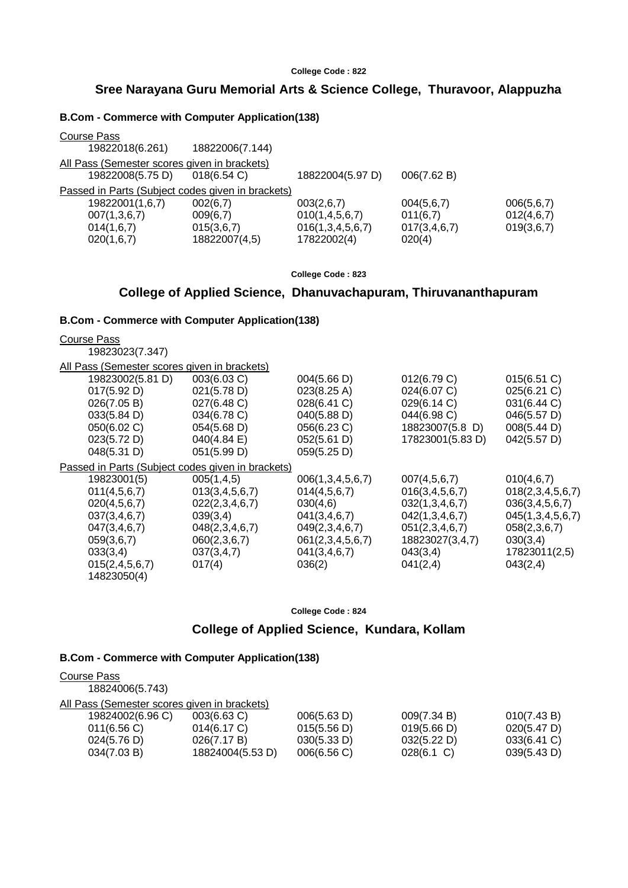College Code : 822

## Sree Narayana Guru Memorial Arts & Science College, Thuravoor, Alappuzha

### B.Com - Commerce with Computer Application(138)

Course Pass

| | | | | |
|---|---|---|---|---|
| 19822018(6.261) | 18822006(7.144) | | | |

All Pass (Semester scores given in brackets)

| | | | | |
|---|---|---|---|---|
| 19822008(5.75 D) | 018(6.54 C) | 18822004(5.97 D) | 006(7.62 B) | |

Passed in Parts (Subject codes given in brackets)

| | | | | |
|---|---|---|---|---|
| 19822001(1,6,7) | 002(6,7) | 003(2,6,7) | 004(5,6,7) | 006(5,6,7) |
| 007(1,3,6,7) | 009(6,7) | 010(1,4,5,6,7) | 011(6,7) | 012(4,6,7) |
| 014(1,6,7) | 015(3,6,7) | 016(1,3,4,5,6,7) | 017(3,4,6,7) | 019(3,6,7) |
| 020(1,6,7) | 18822007(4,5) | 17822002(4) | 020(4) | |

College Code : 823

## College of Applied Science, Dhanuvachapuram, Thiruvananthapuram

### B.Com - Commerce with Computer Application(138)

Course Pass

| | | | | |
|---|---|---|---|---|
| 19823023(7.347) | | | | |

All Pass (Semester scores given in brackets)

| | | | | |
|---|---|---|---|---|
| 19823002(5.81 D) | 003(6.03 C) | 004(5.66 D) | 012(6.79 C) | 015(6.51 C) |
| 017(5.92 D) | 021(5.78 D) | 023(8.25 A) | 024(6.07 C) | 025(6.21 C) |
| 026(7.05 B) | 027(6.48 C) | 028(6.41 C) | 029(6.14 C) | 031(6.44 C) |
| 033(5.84 D) | 034(6.78 C) | 040(5.88 D) | 044(6.98 C) | 046(5.57 D) |
| 050(6.02 C) | 054(5.68 D) | 056(6.23 C) | 18823007(5.8 D) | 008(5.44 D) |
| 023(5.72 D) | 040(4.84 E) | 052(5.61 D) | 17823001(5.83 D) | 042(5.57 D) |
| 048(5.31 D) | 051(5.99 D) | 059(5.25 D) | | |

Passed in Parts (Subject codes given in brackets)

| | | | | |
|---|---|---|---|---|
| 19823001(5) | 005(1,4,5) | 006(1,3,4,5,6,7) | 007(4,5,6,7) | 010(4,6,7) |
| 011(4,5,6,7) | 013(3,4,5,6,7) | 014(4,5,6,7) | 016(3,4,5,6,7) | 018(2,3,4,5,6,7) |
| 020(4,5,6,7) | 022(2,3,4,6,7) | 030(4,6) | 032(1,3,4,6,7) | 036(3,4,5,6,7) |
| 037(3,4,6,7) | 039(3,4) | 041(3,4,6,7) | 042(1,3,4,6,7) | 045(1,3,4,5,6,7) |
| 047(3,4,6,7) | 048(2,3,4,6,7) | 049(2,3,4,6,7) | 051(2,3,4,6,7) | 058(2,3,6,7) |
| 059(3,6,7) | 060(2,3,6,7) | 061(2,3,4,5,6,7) | 18823027(3,4,7) | 030(3,4) |
| 033(3,4) | 037(3,4,7) | 041(3,4,6,7) | 043(3,4) | 17823011(2,5) |
| 015(2,4,5,6,7) | 017(4) | 036(2) | 041(2,4) | 043(2,4) |
| 14823050(4) | | | | |

College Code : 824

## College of Applied Science, Kundara, Kollam

### B.Com - Commerce with Computer Application(138)

Course Pass

| | | | | |
|---|---|---|---|---|
| 18824006(5.743) | | | | |

All Pass (Semester scores given in brackets)

| | | | | |
|---|---|---|---|---|
| 19824002(6.96 C) | 003(6.63 C) | 006(5.63 D) | 009(7.34 B) | 010(7.43 B) |
| 011(6.56 C) | 014(6.17 C) | 015(5.56 D) | 019(5.66 D) | 020(5.47 D) |
| 024(5.76 D) | 026(7.17 B) | 030(5.33 D) | 032(5.22 D) | 033(6.41 C) |
| 034(7.03 B) | 18824004(5.53 D) | 006(6.56 C) | 028(6.1 C) | 039(5.43 D) |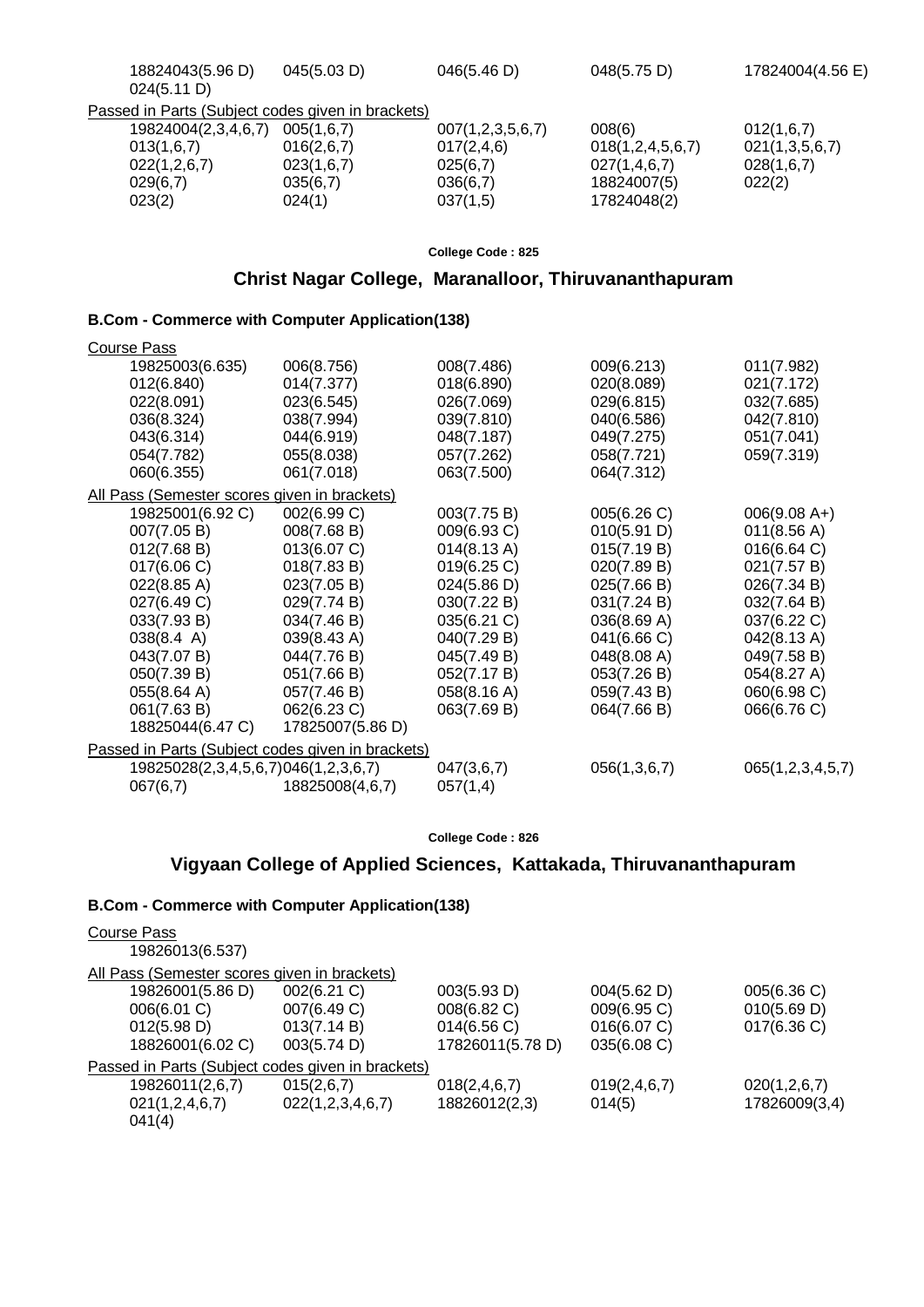| | | | | |
|---|---|---|---|---|
| 18824043(5.96 D) | 045(5.03 D) | 046(5.46 D) | 048(5.75 D) | 17824004(4.56 E) |
| 024(5.11 D) | | | | |

Passed in Parts (Subject codes given in brackets)

| | | | | |
|---|---|---|---|---|
| 19824004(2,3,4,6,7) | 005(1,6,7) | 007(1,2,3,5,6,7) | 008(6) | 012(1,6,7) |
| 013(1,6,7) | 016(2,6,7) | 017(2,4,6) | 018(1,2,4,5,6,7) | 021(1,3,5,6,7) |
| 022(1,2,6,7) | 023(1,6,7) | 025(6,7) | 027(1,4,6,7) | 028(1,6,7) |
| 029(6,7) | 035(6,7) | 036(6,7) | 18824007(5) | 022(2) |
| 023(2) | 024(1) | 037(1,5) | 17824048(2) | |

College Code : 825

## Christ Nagar College, Maranalloor, Thiruvananthapuram

### B.Com - Commerce with Computer Application(138)

Course Pass

| | | | | |
|---|---|---|---|---|
| 19825003(6.635) | 006(8.756) | 008(7.486) | 009(6.213) | 011(7.982) |
| 012(6.840) | 014(7.377) | 018(6.890) | 020(8.089) | 021(7.172) |
| 022(8.091) | 023(6.545) | 026(7.069) | 029(6.815) | 032(7.685) |
| 036(8.324) | 038(7.994) | 039(7.810) | 040(6.586) | 042(7.810) |
| 043(6.314) | 044(6.919) | 048(7.187) | 049(7.275) | 051(7.041) |
| 054(7.782) | 055(8.038) | 057(7.262) | 058(7.721) | 059(7.319) |
| 060(6.355) | 061(7.018) | 063(7.500) | 064(7.312) | |

All Pass (Semester scores given in brackets)

| | | | | |
|---|---|---|---|---|
| 19825001(6.92 C) | 002(6.99 C) | 003(7.75 B) | 005(6.26 C) | 006(9.08 A+) |
| 007(7.05 B) | 008(7.68 B) | 009(6.93 C) | 010(5.91 D) | 011(8.56 A) |
| 012(7.68 B) | 013(6.07 C) | 014(8.13 A) | 015(7.19 B) | 016(6.64 C) |
| 017(6.06 C) | 018(7.83 B) | 019(6.25 C) | 020(7.89 B) | 021(7.57 B) |
| 022(8.85 A) | 023(7.05 B) | 024(5.86 D) | 025(7.66 B) | 026(7.34 B) |
| 027(6.49 C) | 029(7.74 B) | 030(7.22 B) | 031(7.24 B) | 032(7.64 B) |
| 033(7.93 B) | 034(7.46 B) | 035(6.21 C) | 036(8.69 A) | 037(6.22 C) |
| 038(8.4 A) | 039(8.43 A) | 040(7.29 B) | 041(6.66 C) | 042(8.13 A) |
| 043(7.07 B) | 044(7.76 B) | 045(7.49 B) | 048(8.08 A) | 049(7.58 B) |
| 050(7.39 B) | 051(7.66 B) | 052(7.17 B) | 053(7.26 B) | 054(8.27 A) |
| 055(8.64 A) | 057(7.46 B) | 058(8.16 A) | 059(7.43 B) | 060(6.98 C) |
| 061(7.63 B) | 062(6.23 C) | 063(7.69 B) | 064(7.66 B) | 066(6.76 C) |
| 18825044(6.47 C) | 17825007(5.86 D) | | | |

Passed in Parts (Subject codes given in brackets)

| | | | | |
|---|---|---|---|---|
| 19825028(2,3,4,5,6,7) | 046(1,2,3,6,7) | 047(3,6,7) | 056(1,3,6,7) | 065(1,2,3,4,5,7) |
| 067(6,7) | 18825008(4,6,7) | 057(1,4) | | |

College Code : 826

## Vigyaan College of Applied Sciences, Kattakada, Thiruvananthapuram

### B.Com - Commerce with Computer Application(138)

Course Pass

19826013(6.537)

All Pass (Semester scores given in brackets)

| | | | | |
|---|---|---|---|---|
| 19826001(5.86 D) | 002(6.21 C) | 003(5.93 D) | 004(5.62 D) | 005(6.36 C) |
| 006(6.01 C) | 007(6.49 C) | 008(6.82 C) | 009(6.95 C) | 010(5.69 D) |
| 012(5.98 D) | 013(7.14 B) | 014(6.56 C) | 016(6.07 C) | 017(6.36 C) |
| 18826001(6.02 C) | 003(5.74 D) | 17826011(5.78 D) | 035(6.08 C) | |

Passed in Parts (Subject codes given in brackets)

| | | | | |
|---|---|---|---|---|
| 19826011(2,6,7) | 015(2,6,7) | 018(2,4,6,7) | 019(2,4,6,7) | 020(1,2,6,7) |
| 021(1,2,4,6,7) | 022(1,2,3,4,6,7) | 18826012(2,3) | 014(5) | 17826009(3,4) |
| 041(4) | | | | |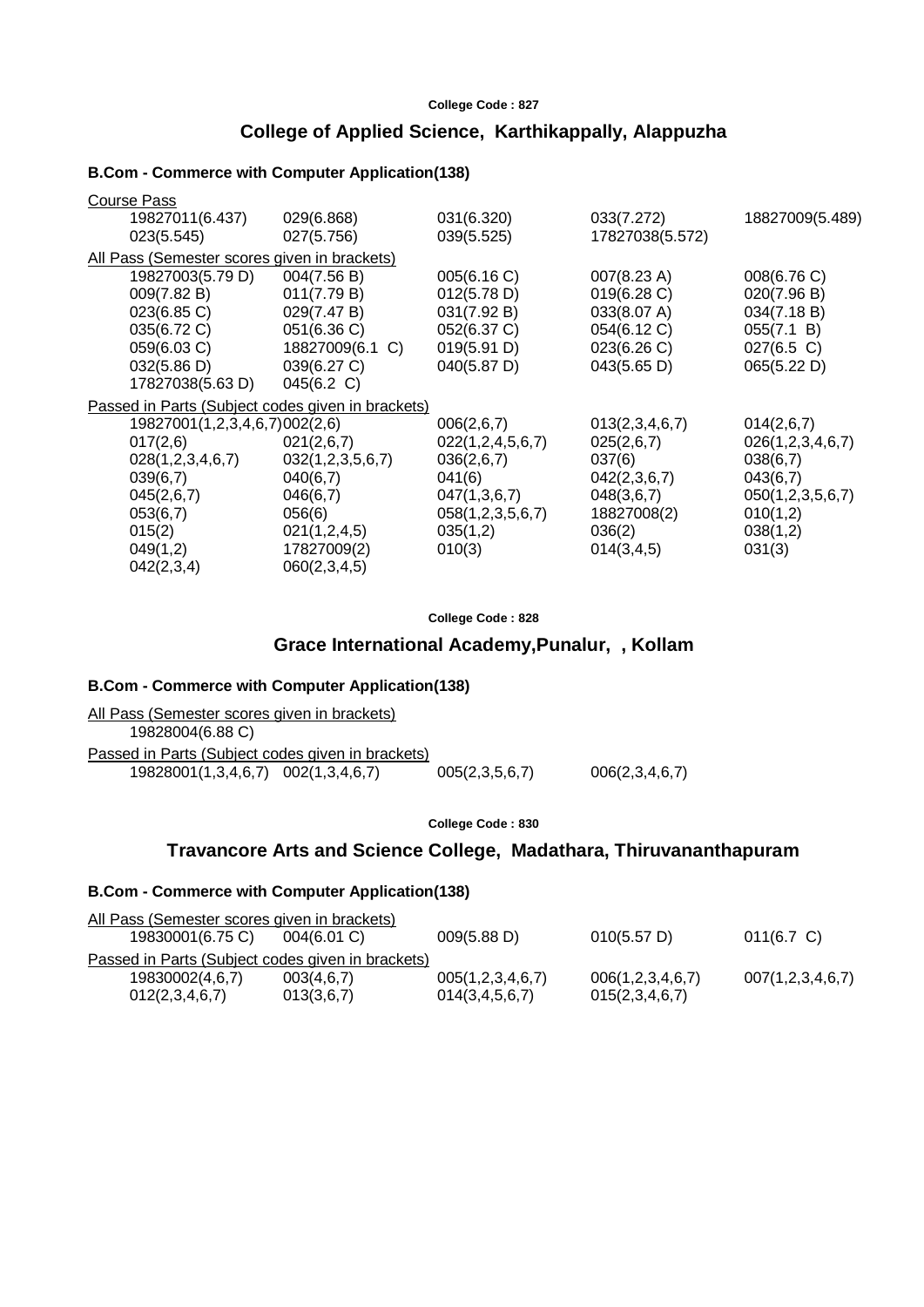College Code : 827

## College of Applied Science, Karthikappally, Alappuzha

### B.Com - Commerce with Computer Application(138)

Course Pass

| | | | | |
|---|---|---|---|---|
| 19827011(6.437) | 029(6.868) | 031(6.320) | 033(7.272) | 18827009(5.489) |
| 023(5.545) | 027(5.756) | 039(5.525) | 17827038(5.572) | |

All Pass (Semester scores given in brackets)

| | | | | |
|---|---|---|---|---|
| 19827003(5.79 D) | 004(7.56 B) | 005(6.16 C) | 007(8.23 A) | 008(6.76 C) |
| 009(7.82 B) | 011(7.79 B) | 012(5.78 D) | 019(6.28 C) | 020(7.96 B) |
| 023(6.85 C) | 029(7.47 B) | 031(7.92 B) | 033(8.07 A) | 034(7.18 B) |
| 035(6.72 C) | 051(6.36 C) | 052(6.37 C) | 054(6.12 C) | 055(7.1 B) |
| 059(6.03 C) | 18827009(6.1 C) | 019(5.91 D) | 023(6.26 C) | 027(6.5 C) |
| 032(5.86 D) | 039(6.27 C) | 040(5.87 D) | 043(5.65 D) | 065(5.22 D) |
| 17827038(5.63 D) | 045(6.2 C) | | | |

Passed in Parts (Subject codes given in brackets)

| | | | | |
|---|---|---|---|---|
| 19827001(1,2,3,4,6,7) | 002(2,6) | 006(2,6,7) | 013(2,3,4,6,7) | 014(2,6,7) |
| 017(2,6) | 021(2,6,7) | 022(1,2,4,5,6,7) | 025(2,6,7) | 026(1,2,3,4,6,7) |
| 028(1,2,3,4,6,7) | 032(1,2,3,5,6,7) | 036(2,6,7) | 037(6) | 038(6,7) |
| 039(6,7) | 040(6,7) | 041(6) | 042(2,3,6,7) | 043(6,7) |
| 045(2,6,7) | 046(6,7) | 047(1,3,6,7) | 048(3,6,7) | 050(1,2,3,5,6,7) |
| 053(6,7) | 056(6) | 058(1,2,3,5,6,7) | 18827008(2) | 010(1,2) |
| 015(2) | 021(1,2,4,5) | 035(1,2) | 036(2) | 038(1,2) |
| 049(1,2) | 17827009(2) | 010(3) | 014(3,4,5) | 031(3) |
| 042(2,3,4) | 060(2,3,4,5) | | | |

College Code : 828

## Grace International Academy,Punalur, , Kollam

### B.Com - Commerce with Computer Application(138)

All Pass (Semester scores given in brackets)

19828004(6.88 C)

Passed in Parts (Subject codes given in brackets)

| | | | |
|---|---|---|---|
| 19828001(1,3,4,6,7) | 002(1,3,4,6,7) | 005(2,3,5,6,7) | 006(2,3,4,6,7) |

College Code : 830

## Travancore Arts and Science College, Madathara, Thiruvananthapuram

### B.Com - Commerce with Computer Application(138)

All Pass (Semester scores given in brackets)

| | | | | |
|---|---|---|---|---|
| 19830001(6.75 C) | 004(6.01 C) | 009(5.88 D) | 010(5.57 D) | 011(6.7 C) |

Passed in Parts (Subject codes given in brackets)

| | | | | |
|---|---|---|---|---|
| 19830002(4,6,7) | 003(4,6,7) | 005(1,2,3,4,6,7) | 006(1,2,3,4,6,7) | 007(1,2,3,4,6,7) |
| 012(2,3,4,6,7) | 013(3,6,7) | 014(3,4,5,6,7) | 015(2,3,4,6,7) | |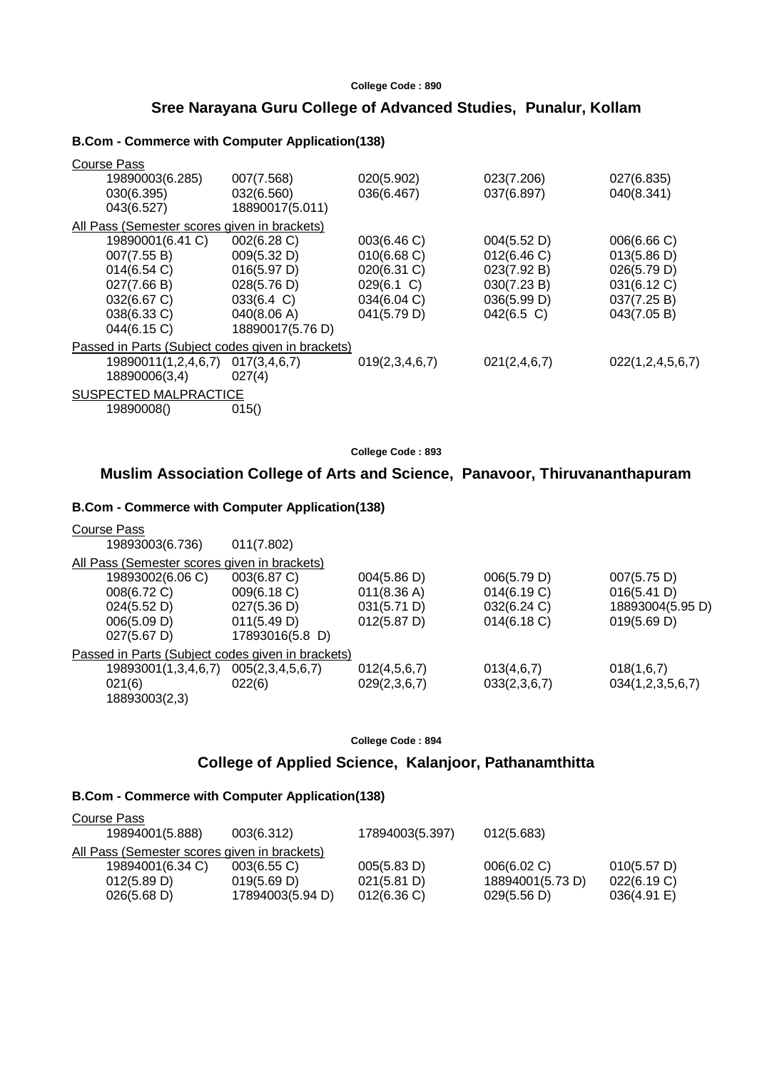College Code : 890

## Sree Narayana Guru College of Advanced Studies, Punalur, Kollam

### B.Com - Commerce with Computer Application(138)

Course Pass

| | | | | |
|---|---|---|---|---|
| 19890003(6.285) | 007(7.568) | 020(5.902) | 023(7.206) | 027(6.835) |
| 030(6.395) | 032(6.560) | 036(6.467) | 037(6.897) | 040(8.341) |
| 043(6.527) | 18890017(5.011) | | | |

All Pass (Semester scores given in brackets)

| | | | | |
|---|---|---|---|---|
| 19890001(6.41 C) | 002(6.28 C) | 003(6.46 C) | 004(5.52 D) | 006(6.66 C) |
| 007(7.55 B) | 009(5.32 D) | 010(6.68 C) | 012(6.46 C) | 013(5.86 D) |
| 014(6.54 C) | 016(5.97 D) | 020(6.31 C) | 023(7.92 B) | 026(5.79 D) |
| 027(7.66 B) | 028(5.76 D) | 029(6.1 C) | 030(7.23 B) | 031(6.12 C) |
| 032(6.67 C) | 033(6.4 C) | 034(6.04 C) | 036(5.99 D) | 037(7.25 B) |
| 038(6.33 C) | 040(8.06 A) | 041(5.79 D) | 042(6.5 C) | 043(7.05 B) |
| 044(6.15 C) | 18890017(5.76 D) | | | |

Passed in Parts (Subject codes given in brackets)

| | | | | |
|---|---|---|---|---|
| 19890011(1,2,4,6,7) | 017(3,4,6,7) | 019(2,3,4,6,7) | 021(2,4,6,7) | 022(1,2,4,5,6,7) |
| 18890006(3,4) | 027(4) | | | |

SUSPECTED MALPRACTICE

| | |
|---|---|
| 19890008() | 015() |

College Code : 893

## Muslim Association College of Arts and Science, Panavoor, Thiruvananthapuram

### B.Com - Commerce with Computer Application(138)

Course Pass

| | |
|---|---|
| 19893003(6.736) | 011(7.802) |

All Pass (Semester scores given in brackets)

| | | | | |
|---|---|---|---|---|
| 19893002(6.06 C) | 003(6.87 C) | 004(5.86 D) | 006(5.79 D) | 007(5.75 D) |
| 008(6.72 C) | 009(6.18 C) | 011(8.36 A) | 014(6.19 C) | 016(5.41 D) |
| 024(5.52 D) | 027(5.36 D) | 031(5.71 D) | 032(6.24 C) | 18893004(5.95 D) |
| 006(5.09 D) | 011(5.49 D) | 012(5.87 D) | 014(6.18 C) | 019(5.69 D) |
| 027(5.67 D) | 17893016(5.8 D) | | | |

Passed in Parts (Subject codes given in brackets)

| | | | | |
|---|---|---|---|---|
| 19893001(1,3,4,6,7) | 005(2,3,4,5,6,7) | 012(4,5,6,7) | 013(4,6,7) | 018(1,6,7) |
| 021(6) | 022(6) | 029(2,3,6,7) | 033(2,3,6,7) | 034(1,2,3,5,6,7) |
| 18893003(2,3) | | | | |

College Code : 894

## College of Applied Science, Kalanjoor, Pathanamthitta

### B.Com - Commerce with Computer Application(138)

Course Pass

| | | | |
|---|---|---|---|
| 19894001(5.888) | 003(6.312) | 17894003(5.397) | 012(5.683) |

All Pass (Semester scores given in brackets)

| | | | | |
|---|---|---|---|---|
| 19894001(6.34 C) | 003(6.55 C) | 005(5.83 D) | 006(6.02 C) | 010(5.57 D) |
| 012(5.89 D) | 019(5.69 D) | 021(5.81 D) | 18894001(5.73 D) | 022(6.19 C) |
| 026(5.68 D) | 17894003(5.94 D) | 012(6.36 C) | 029(5.56 D) | 036(4.91 E) |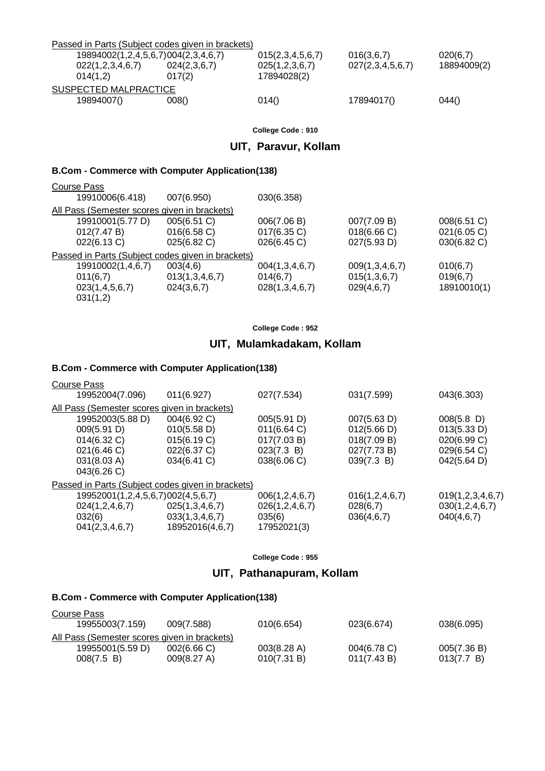Passed in Parts (Subject codes given in brackets)

| | | | | |
|---|---|---|---|---|
| 19894002(1,2,4,5,6,7) | 004(2,3,4,6,7) | 015(2,3,4,5,6,7) | 016(3,6,7) | 020(6,7) |
| 022(1,2,3,4,6,7) | 024(2,3,6,7) | 025(1,2,3,6,7) | 027(2,3,4,5,6,7) | 18894009(2) |
| 014(1,2) | 017(2) | 17894028(2) | | |

SUSPECTED MALPRACTICE

| | | | | |
|---|---|---|---|---|
| 19894007() | 008() | 014() | 17894017() | 044() |

**College Code : 910**

## UIT, Paravur, Kollam

### B.Com - Commerce with Computer Application(138)

Course Pass

| | | |
|---|---|---|
| 19910006(6.418) | 007(6.950) | 030(6.358) |

All Pass (Semester scores given in brackets)

| | | | | |
|---|---|---|---|---|
| 19910001(5.77 D) | 005(6.51 C) | 006(7.06 B) | 007(7.09 B) | 008(6.51 C) |
| 012(7.47 B) | 016(6.58 C) | 017(6.35 C) | 018(6.66 C) | 021(6.05 C) |
| 022(6.13 C) | 025(6.82 C) | 026(6.45 C) | 027(5.93 D) | 030(6.82 C) |

Passed in Parts (Subject codes given in brackets)

| | | | | |
|---|---|---|---|---|
| 19910002(1,4,6,7) | 003(4,6) | 004(1,3,4,6,7) | 009(1,3,4,6,7) | 010(6,7) |
| 011(6,7) | 013(1,3,4,6,7) | 014(6,7) | 015(1,3,6,7) | 019(6,7) |
| 023(1,4,5,6,7) | 024(3,6,7) | 028(1,3,4,6,7) | 029(4,6,7) | 18910010(1) |
| 031(1,2) | | | | |

**College Code : 952**

## UIT, Mulamkadakam, Kollam

### B.Com - Commerce with Computer Application(138)

Course Pass

| | | | | |
|---|---|---|---|---|
| 19952004(7.096) | 011(6.927) | 027(7.534) | 031(7.599) | 043(6.303) |

All Pass (Semester scores given in brackets)

| | | | | |
|---|---|---|---|---|
| 19952003(5.88 D) | 004(6.92 C) | 005(5.91 D) | 007(5.63 D) | 008(5.8 D) |
| 009(5.91 D) | 010(5.58 D) | 011(6.64 C) | 012(5.66 D) | 013(5.33 D) |
| 014(6.32 C) | 015(6.19 C) | 017(7.03 B) | 018(7.09 B) | 020(6.99 C) |
| 021(6.46 C) | 022(6.37 C) | 023(7.3 B) | 027(7.73 B) | 029(6.54 C) |
| 031(8.03 A) | 034(6.41 C) | 038(6.06 C) | 039(7.3 B) | 042(5.64 D) |
| 043(6.26 C) | | | | |

Passed in Parts (Subject codes given in brackets)

| | | | | |
|---|---|---|---|---|
| 19952001(1,2,4,5,6,7) | 002(4,5,6,7) | 006(1,2,4,6,7) | 016(1,2,4,6,7) | 019(1,2,3,4,6,7) |
| 024(1,2,4,6,7) | 025(1,3,4,6,7) | 026(1,2,4,6,7) | 028(6,7) | 030(1,2,4,6,7) |
| 032(6) | 033(1,3,4,6,7) | 035(6) | 036(4,6,7) | 040(4,6,7) |
| 041(2,3,4,6,7) | 18952016(4,6,7) | 17952021(3) | | |

**College Code : 955**

## UIT, Pathanapuram, Kollam

### B.Com - Commerce with Computer Application(138)

Course Pass

| | | | | |
|---|---|---|---|---|
| 19955003(7.159) | 009(7.588) | 010(6.654) | 023(6.674) | 038(6.095) |

All Pass (Semester scores given in brackets)

| | | | | |
|---|---|---|---|---|
| 19955001(5.59 D) | 002(6.66 C) | 003(8.28 A) | 004(6.78 C) | 005(7.36 B) |
| 008(7.5 B) | 009(8.27 A) | 010(7.31 B) | 011(7.43 B) | 013(7.7 B) |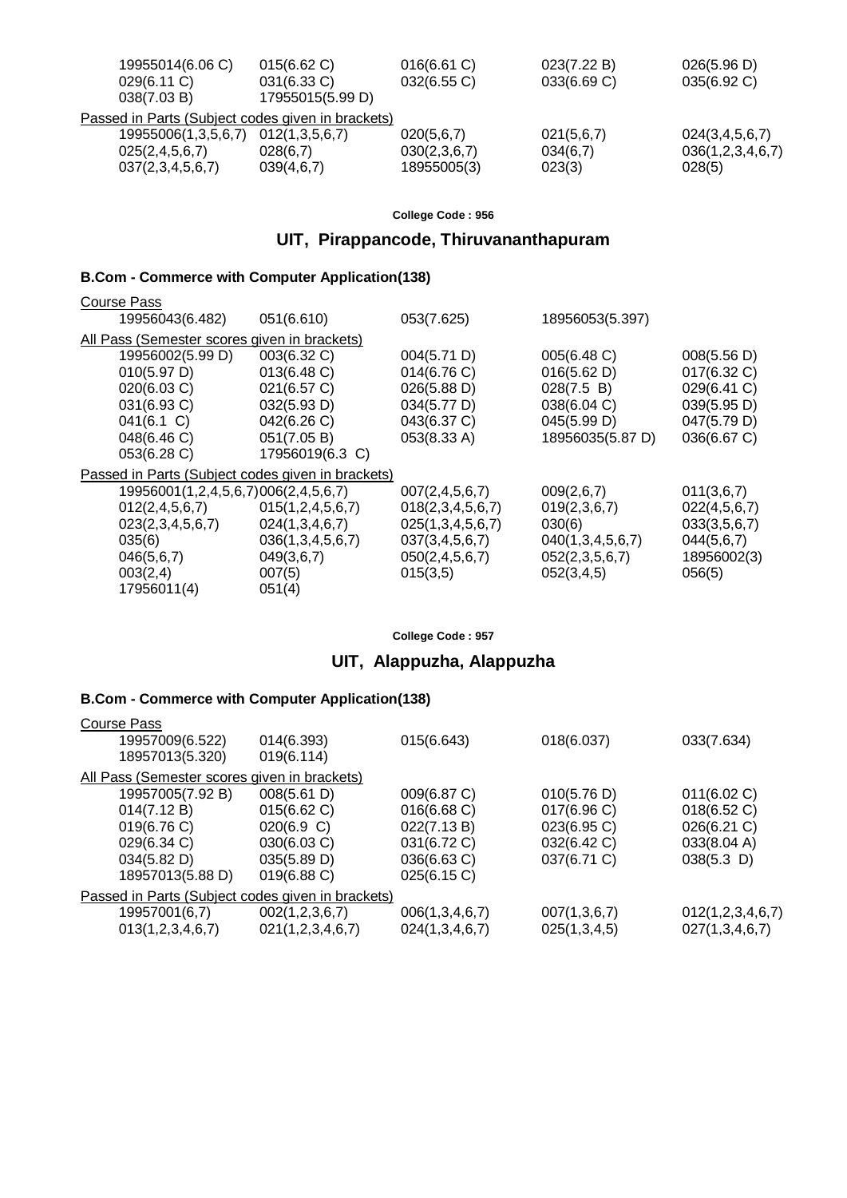| | | | | |
|---|---|---|---|---|
| 19955014(6.06 C) | 015(6.62 C) | 016(6.61 C) | 023(7.22 B) | 026(5.96 D) |
| 029(6.11 C) | 031(6.33 C) | 032(6.55 C) | 033(6.69 C) | 035(6.92 C) |
| 038(7.03 B) | 17955015(5.99 D) | | | |

Passed in Parts (Subject codes given in brackets)

| | | | | |
|---|---|---|---|---|
| 19955006(1,3,5,6,7) | 012(1,3,5,6,7) | 020(5,6,7) | 021(5,6,7) | 024(3,4,5,6,7) |
| 025(2,4,5,6,7) | 028(6,7) | 030(2,3,6,7) | 034(6,7) | 036(1,2,3,4,6,7) |
| 037(2,3,4,5,6,7) | 039(4,6,7) | 18955005(3) | 023(3) | 028(5) |

**College Code : 956**

## UIT, Pirappancode, Thiruvananthapuram

### B.Com - Commerce with Computer Application(138)

Course Pass

| | | | |
|---|---|---|---|
| 19956043(6.482) | 051(6.610) | 053(7.625) | 18956053(5.397) |

All Pass (Semester scores given in brackets)

| | | | | |
|---|---|---|---|---|
| 19956002(5.99 D) | 003(6.32 C) | 004(5.71 D) | 005(6.48 C) | 008(5.56 D) |
| 010(5.97 D) | 013(6.48 C) | 014(6.76 C) | 016(5.62 D) | 017(6.32 C) |
| 020(6.03 C) | 021(6.57 C) | 026(5.88 D) | 028(7.5 B) | 029(6.41 C) |
| 031(6.93 C) | 032(5.93 D) | 034(5.77 D) | 038(6.04 C) | 039(5.95 D) |
| 041(6.1 C) | 042(6.26 C) | 043(6.37 C) | 045(5.99 D) | 047(5.79 D) |
| 048(6.46 C) | 051(7.05 B) | 053(8.33 A) | 18956035(5.87 D) | 036(6.67 C) |
| 053(6.28 C) | 17956019(6.3 C) | | | |

Passed in Parts (Subject codes given in brackets)

| | | | | |
|---|---|---|---|---|
| 19956001(1,2,4,5,6,7) | 006(2,4,5,6,7) | 007(2,4,5,6,7) | 009(2,6,7) | 011(3,6,7) |
| 012(2,4,5,6,7) | 015(1,2,4,5,6,7) | 018(2,3,4,5,6,7) | 019(2,3,6,7) | 022(4,5,6,7) |
| 023(2,3,4,5,6,7) | 024(1,3,4,6,7) | 025(1,3,4,5,6,7) | 030(6) | 033(3,5,6,7) |
| 035(6) | 036(1,3,4,5,6,7) | 037(3,4,5,6,7) | 040(1,3,4,5,6,7) | 044(5,6,7) |
| 046(5,6,7) | 049(3,6,7) | 050(2,4,5,6,7) | 052(2,3,5,6,7) | 18956002(3) |
| 003(2,4) | 007(5) | 015(3,5) | 052(3,4,5) | 056(5) |
| 17956011(4) | 051(4) | | | |

**College Code : 957**

## UIT, Alappuzha, Alappuzha

### B.Com - Commerce with Computer Application(138)

Course Pass

| | | | | |
|---|---|---|---|---|
| 19957009(6.522) | 014(6.393) | 015(6.643) | 018(6.037) | 033(7.634) |
| 18957013(5.320) | 019(6.114) | | | |

All Pass (Semester scores given in brackets)

| | | | | |
|---|---|---|---|---|
| 19957005(7.92 B) | 008(5.61 D) | 009(6.87 C) | 010(5.76 D) | 011(6.02 C) |
| 014(7.12 B) | 015(6.62 C) | 016(6.68 C) | 017(6.96 C) | 018(6.52 C) |
| 019(6.76 C) | 020(6.9 C) | 022(7.13 B) | 023(6.95 C) | 026(6.21 C) |
| 029(6.34 C) | 030(6.03 C) | 031(6.72 C) | 032(6.42 C) | 033(8.04 A) |
| 034(5.82 D) | 035(5.89 D) | 036(6.63 C) | 037(6.71 C) | 038(5.3 D) |
| 18957013(5.88 D) | 019(6.88 C) | 025(6.15 C) | | |

Passed in Parts (Subject codes given in brackets)

| | | | | |
|---|---|---|---|---|
| 19957001(6,7) | 002(1,2,3,6,7) | 006(1,3,4,6,7) | 007(1,3,6,7) | 012(1,2,3,4,6,7) |
| 013(1,2,3,4,6,7) | 021(1,2,3,4,6,7) | 024(1,3,4,6,7) | 025(1,3,4,5) | 027(1,3,4,6,7) |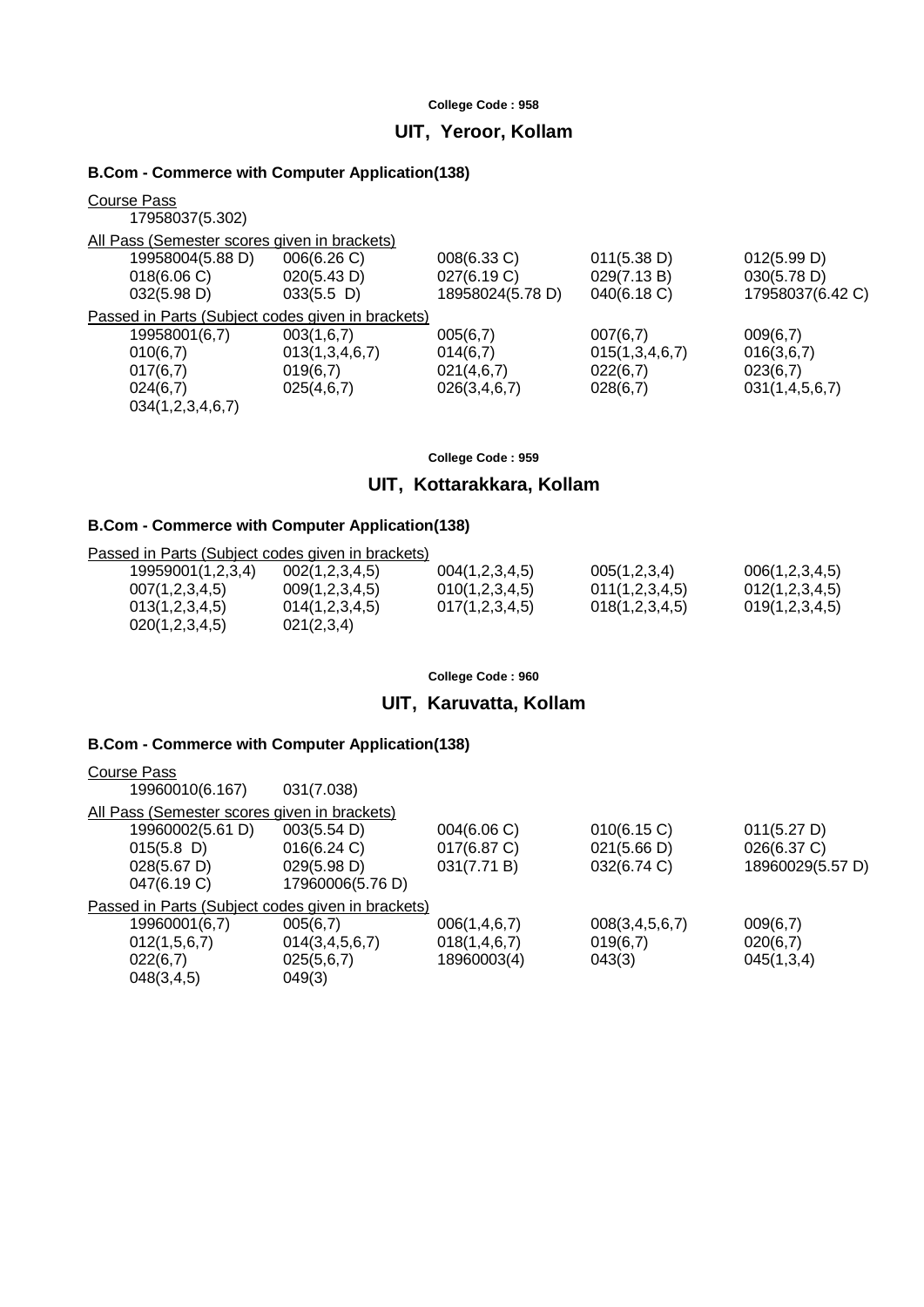**College Code : 958**

## UIT, Yeroor, Kollam

### B.Com - Commerce with Computer Application(138)

Course Pass

17958037(5.302)

All Pass (Semester scores given in brackets)

| | | | | |
|---|---|---|---|---|
| 19958004(5.88 D) | 006(6.26 C) | 008(6.33 C) | 011(5.38 D) | 012(5.99 D) |
| 018(6.06 C) | 020(5.43 D) | 027(6.19 C) | 029(7.13 B) | 030(5.78 D) |
| 032(5.98 D) | 033(5.5 D) | 18958024(5.78 D) | 040(6.18 C) | 17958037(6.42 C) |

Passed in Parts (Subject codes given in brackets)

| | | | | |
|---|---|---|---|---|
| 19958001(6,7) | 003(1,6,7) | 005(6,7) | 007(6,7) | 009(6,7) |
| 010(6,7) | 013(1,3,4,6,7) | 014(6,7) | 015(1,3,4,6,7) | 016(3,6,7) |
| 017(6,7) | 019(6,7) | 021(4,6,7) | 022(6,7) | 023(6,7) |
| 024(6,7) | 025(4,6,7) | 026(3,4,6,7) | 028(6,7) | 031(1,4,5,6,7) |
| 034(1,2,3,4,6,7) | | | | |

**College Code : 959**

## UIT, Kottarakkara, Kollam

### B.Com - Commerce with Computer Application(138)

Passed in Parts (Subject codes given in brackets)

| | | | | |
|---|---|---|---|---|
| 19959001(1,2,3,4) | 002(1,2,3,4,5) | 004(1,2,3,4,5) | 005(1,2,3,4) | 006(1,2,3,4,5) |
| 007(1,2,3,4,5) | 009(1,2,3,4,5) | 010(1,2,3,4,5) | 011(1,2,3,4,5) | 012(1,2,3,4,5) |
| 013(1,2,3,4,5) | 014(1,2,3,4,5) | 017(1,2,3,4,5) | 018(1,2,3,4,5) | 019(1,2,3,4,5) |
| 020(1,2,3,4,5) | 021(2,3,4) | | | |

**College Code : 960**

## UIT, Karuvatta, Kollam

### B.Com - Commerce with Computer Application(138)

Course Pass

19960010(6.167) 031(7.038)

All Pass (Semester scores given in brackets)

| | | | | |
|---|---|---|---|---|
| 19960002(5.61 D) | 003(5.54 D) | 004(6.06 C) | 010(6.15 C) | 011(5.27 D) |
| 015(5.8 D) | 016(6.24 C) | 017(6.87 C) | 021(5.66 D) | 026(6.37 C) |
| 028(5.67 D) | 029(5.98 D) | 031(7.71 B) | 032(6.74 C) | 18960029(5.57 D) |
| 047(6.19 C) | 17960006(5.76 D) | | | |

Passed in Parts (Subject codes given in brackets)

| | | | | |
|---|---|---|---|---|
| 19960001(6,7) | 005(6,7) | 006(1,4,6,7) | 008(3,4,5,6,7) | 009(6,7) |
| 012(1,5,6,7) | 014(3,4,5,6,7) | 018(1,4,6,7) | 019(6,7) | 020(6,7) |
| 022(6,7) | 025(5,6,7) | 18960003(4) | 043(3) | 045(1,3,4) |
| 048(3,4,5) | 049(3) | | | |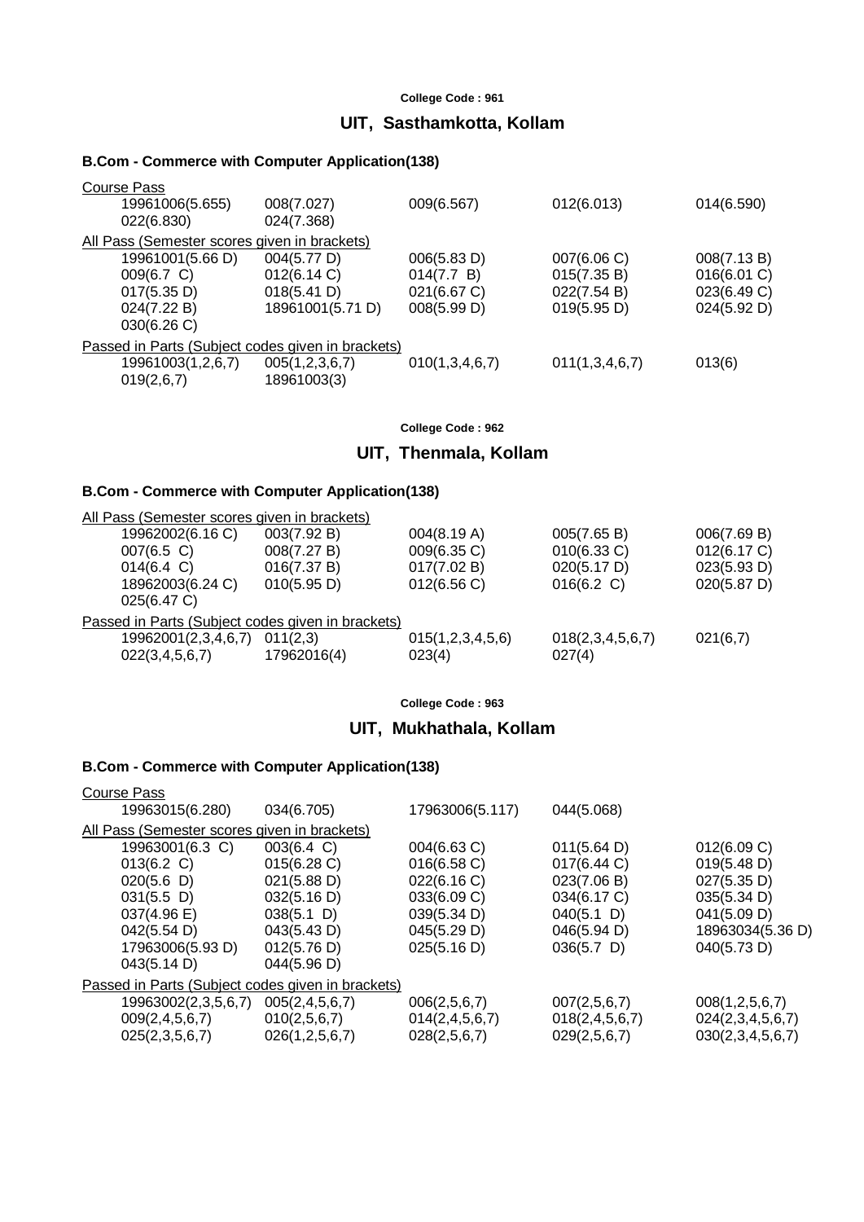**College Code : 961**

## UIT, Sasthamkotta, Kollam

### B.Com - Commerce with Computer Application(138)

Course Pass

| | | | | |
|---|---|---|---|---|
| 19961006(5.655) | 008(7.027) | 009(6.567) | 012(6.013) | 014(6.590) |
| 022(6.830) | 024(7.368) | | | |

All Pass (Semester scores given in brackets)

| | | | | |
|---|---|---|---|---|
| 19961001(5.66 D) | 004(5.77 D) | 006(5.83 D) | 007(6.06 C) | 008(7.13 B) |
| 009(6.7 C) | 012(6.14 C) | 014(7.7 B) | 015(7.35 B) | 016(6.01 C) |
| 017(5.35 D) | 018(5.41 D) | 021(6.67 C) | 022(7.54 B) | 023(6.49 C) |
| 024(7.22 B) | 18961001(5.71 D) | 008(5.99 D) | 019(5.95 D) | 024(5.92 D) |
| 030(6.26 C) | | | | |

Passed in Parts (Subject codes given in brackets)

| | | | | |
|---|---|---|---|---|
| 19961003(1,2,6,7) | 005(1,2,3,6,7) | 010(1,3,4,6,7) | 011(1,3,4,6,7) | 013(6) |
| 019(2,6,7) | 18961003(3) | | | |

**College Code : 962**

## UIT, Thenmala, Kollam

### B.Com - Commerce with Computer Application(138)

All Pass (Semester scores given in brackets)

| | | | | |
|---|---|---|---|---|
| 19962002(6.16 C) | 003(7.92 B) | 004(8.19 A) | 005(7.65 B) | 006(7.69 B) |
| 007(6.5 C) | 008(7.27 B) | 009(6.35 C) | 010(6.33 C) | 012(6.17 C) |
| 014(6.4 C) | 016(7.37 B) | 017(7.02 B) | 020(5.17 D) | 023(5.93 D) |
| 18962003(6.24 C) | 010(5.95 D) | 012(6.56 C) | 016(6.2 C) | 020(5.87 D) |
| 025(6.47 C) | | | | |

Passed in Parts (Subject codes given in brackets)

| | | | | |
|---|---|---|---|---|
| 19962001(2,3,4,6,7) | 011(2,3) | 015(1,2,3,4,5,6) | 018(2,3,4,5,6,7) | 021(6,7) |
| 022(3,4,5,6,7) | 17962016(4) | 023(4) | 027(4) | |

**College Code : 963**

## UIT, Mukhathala, Kollam

### B.Com - Commerce with Computer Application(138)

Course Pass

| | | | |
|---|---|---|---|
| 19963015(6.280) | 034(6.705) | 17963006(5.117) | 044(5.068) |

All Pass (Semester scores given in brackets)

| | | | | |
|---|---|---|---|---|
| 19963001(6.3 C) | 003(6.4 C) | 004(6.63 C) | 011(5.64 D) | 012(6.09 C) |
| 013(6.2 C) | 015(6.28 C) | 016(6.58 C) | 017(6.44 C) | 019(5.48 D) |
| 020(5.6 D) | 021(5.88 D) | 022(6.16 C) | 023(7.06 B) | 027(5.35 D) |
| 031(5.5 D) | 032(5.16 D) | 033(6.09 C) | 034(6.17 C) | 035(5.34 D) |
| 037(4.96 E) | 038(5.1 D) | 039(5.34 D) | 040(5.1 D) | 041(5.09 D) |
| 042(5.54 D) | 043(5.43 D) | 045(5.29 D) | 046(5.94 D) | 18963034(5.36 D) |
| 17963006(5.93 D) | 012(5.76 D) | 025(5.16 D) | 036(5.7 D) | 040(5.73 D) |
| 043(5.14 D) | 044(5.96 D) | | | |

Passed in Parts (Subject codes given in brackets)

| | | | | |
|---|---|---|---|---|
| 19963002(2,3,5,6,7) | 005(2,4,5,6,7) | 006(2,5,6,7) | 007(2,5,6,7) | 008(1,2,5,6,7) |
| 009(2,4,5,6,7) | 010(2,5,6,7) | 014(2,4,5,6,7) | 018(2,4,5,6,7) | 024(2,3,4,5,6,7) |
| 025(2,3,5,6,7) | 026(1,2,5,6,7) | 028(2,5,6,7) | 029(2,5,6,7) | 030(2,3,4,5,6,7) |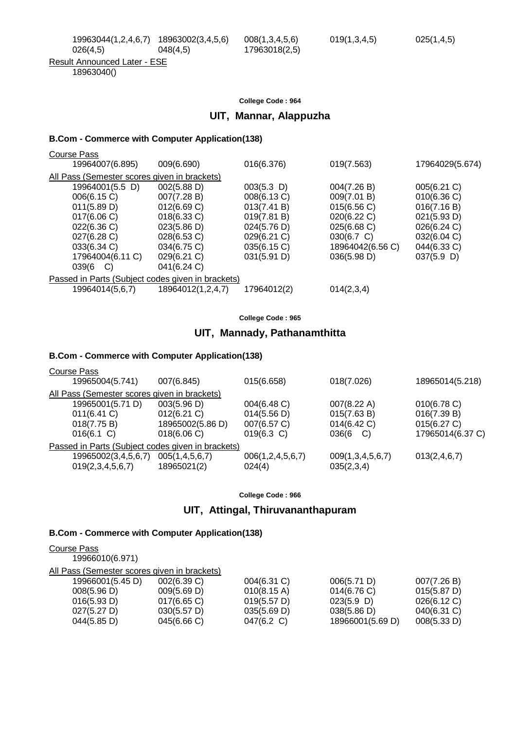| | | | | |
|---|---|---|---|---|
| 19963044(1,2,4,6,7) | 18963002(3,4,5,6) | 008(1,3,4,5,6) | 019(1,3,4,5) | 025(1,4,5) |
| 026(4,5) | 048(4,5) | 17963018(2,5) | | |

Result Announced Later - ESE

18963040()

**College Code : 964**

## UIT, Mannar, Alappuzha

### B.Com - Commerce with Computer Application(138)

Course Pass

| | | | | |
|---|---|---|---|---|
| 19964007(6.895) | 009(6.690) | 016(6.376) | 019(7.563) | 17964029(5.674) |

All Pass (Semester scores given in brackets)

| | | | | |
|---|---|---|---|---|
| 19964001(5.5 D) | 002(5.88 D) | 003(5.3 D) | 004(7.26 B) | 005(6.21 C) |
| 006(6.15 C) | 007(7.28 B) | 008(6.13 C) | 009(7.01 B) | 010(6.36 C) |
| 011(5.89 D) | 012(6.69 C) | 013(7.41 B) | 015(6.56 C) | 016(7.16 B) |
| 017(6.06 C) | 018(6.33 C) | 019(7.81 B) | 020(6.22 C) | 021(5.93 D) |
| 022(6.36 C) | 023(5.86 D) | 024(5.76 D) | 025(6.68 C) | 026(6.24 C) |
| 027(6.28 C) | 028(6.53 C) | 029(6.21 C) | 030(6.7 C) | 032(6.04 C) |
| 033(6.34 C) | 034(6.75 C) | 035(6.15 C) | 18964042(6.56 C) | 044(6.33 C) |
| 17964004(6.11 C) | 029(6.21 C) | 031(5.91 D) | 036(5.98 D) | 037(5.9 D) |
| 039(6 C) | 041(6.24 C) | | | |

Passed in Parts (Subject codes given in brackets)

| | | | |
|---|---|---|---|
| 19964014(5,6,7) | 18964012(1,2,4,7) | 17964012(2) | 014(2,3,4) |

**College Code : 965**

## UIT, Mannady, Pathanamthitta

### B.Com - Commerce with Computer Application(138)

Course Pass

| | | | | |
|---|---|---|---|---|
| 19965004(5.741) | 007(6.845) | 015(6.658) | 018(7.026) | 18965014(5.218) |

All Pass (Semester scores given in brackets)

| | | | | |
|---|---|---|---|---|
| 19965001(5.71 D) | 003(5.96 D) | 004(6.48 C) | 007(8.22 A) | 010(6.78 C) |
| 011(6.41 C) | 012(6.21 C) | 014(5.56 D) | 015(7.63 B) | 016(7.39 B) |
| 018(7.75 B) | 18965002(5.86 D) | 007(6.57 C) | 014(6.42 C) | 015(6.27 C) |
| 016(6.1 C) | 018(6.06 C) | 019(6.3 C) | 036(6 C) | 17965014(6.37 C) |

Passed in Parts (Subject codes given in brackets)

| | | | | |
|---|---|---|---|---|
| 19965002(3,4,5,6,7) | 005(1,4,5,6,7) | 006(1,2,4,5,6,7) | 009(1,3,4,5,6,7) | 013(2,4,6,7) |
| 019(2,3,4,5,6,7) | 18965021(2) | 024(4) | 035(2,3,4) | |

**College Code : 966**

## UIT, Attingal, Thiruvananthapuram

### B.Com - Commerce with Computer Application(138)

Course Pass

19966010(6.971)

All Pass (Semester scores given in brackets)

| | | | | |
|---|---|---|---|---|
| 19966001(5.45 D) | 002(6.39 C) | 004(6.31 C) | 006(5.71 D) | 007(7.26 B) |
| 008(5.96 D) | 009(5.69 D) | 010(8.15 A) | 014(6.76 C) | 015(5.87 D) |
| 016(5.93 D) | 017(6.65 C) | 019(5.57 D) | 023(5.9 D) | 026(6.12 C) |
| 027(5.27 D) | 030(5.57 D) | 035(5.69 D) | 038(5.86 D) | 040(6.31 C) |
| 044(5.85 D) | 045(6.66 C) | 047(6.2 C) | 18966001(5.69 D) | 008(5.33 D) |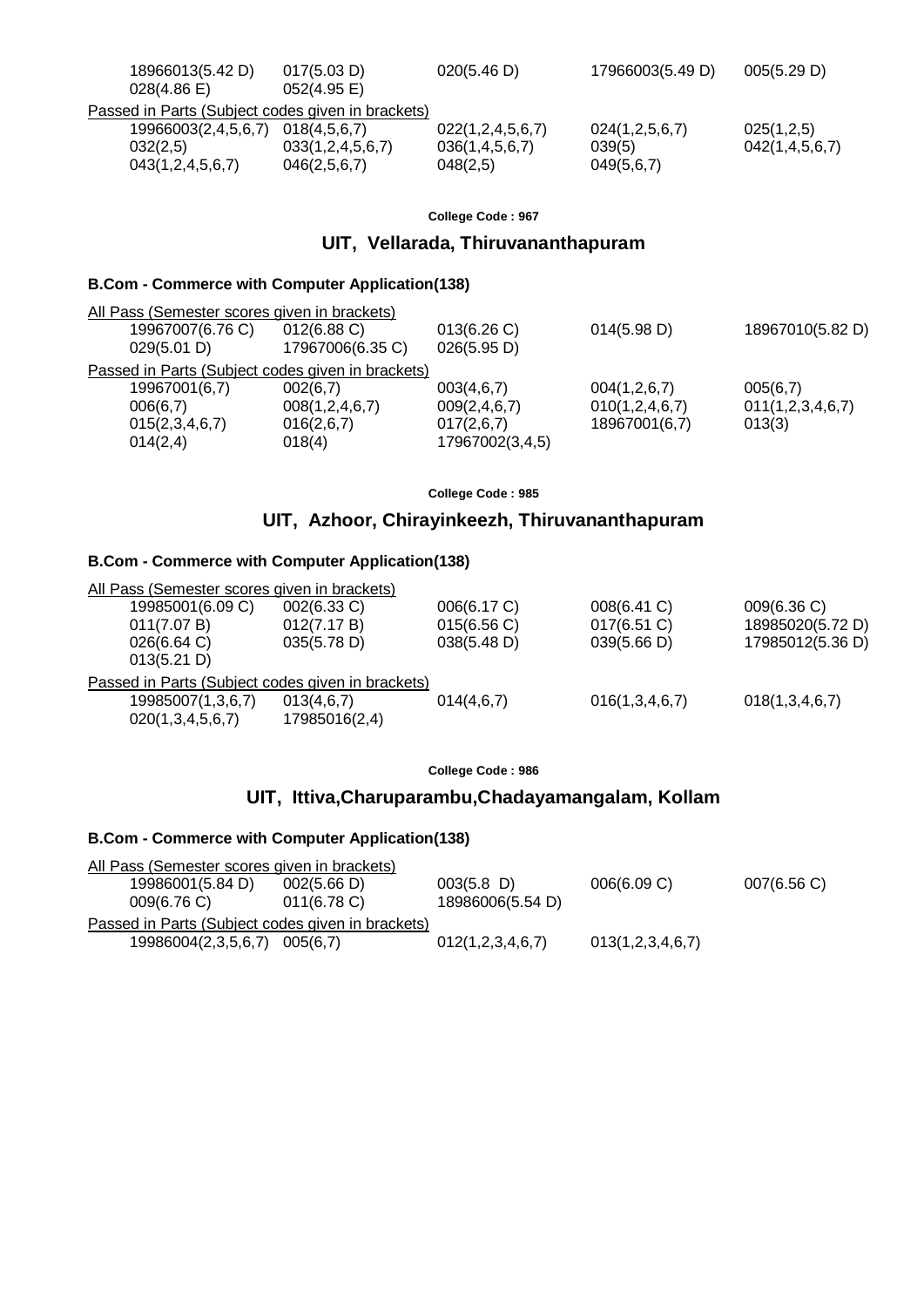| | | | | |
|---|---|---|---|---|
| 18966013(5.42 D) | 017(5.03 D) | 020(5.46 D) | 17966003(5.49 D) | 005(5.29 D) |
| 028(4.86 E) | 052(4.95 E) | | | |

Passed in Parts (Subject codes given in brackets)

| | | | | |
|---|---|---|---|---|
| 19966003(2,4,5,6,7) | 018(4,5,6,7) | 022(1,2,4,5,6,7) | 024(1,2,5,6,7) | 025(1,2,5) |
| 032(2,5) | 033(1,2,4,5,6,7) | 036(1,4,5,6,7) | 039(5) | 042(1,4,5,6,7) |
| 043(1,2,4,5,6,7) | 046(2,5,6,7) | 048(2,5) | 049(5,6,7) | |

**College Code : 967**

## UIT, Vellarada, Thiruvananthapuram

### B.Com - Commerce with Computer Application(138)

All Pass (Semester scores given in brackets)

| | | | | |
|---|---|---|---|---|
| 19967007(6.76 C) | 012(6.88 C) | 013(6.26 C) | 014(5.98 D) | 18967010(5.82 D) |
| 029(5.01 D) | 17967006(6.35 C) | 026(5.95 D) | | |

Passed in Parts (Subject codes given in brackets)

| | | | | |
|---|---|---|---|---|
| 19967001(6,7) | 002(6,7) | 003(4,6,7) | 004(1,2,6,7) | 005(6,7) |
| 006(6,7) | 008(1,2,4,6,7) | 009(2,4,6,7) | 010(1,2,4,6,7) | 011(1,2,3,4,6,7) |
| 015(2,3,4,6,7) | 016(2,6,7) | 017(2,6,7) | 18967001(6,7) | 013(3) |
| 014(2,4) | 018(4) | 17967002(3,4,5) | | |

**College Code : 985**

## UIT, Azhoor, Chirayinkeezh, Thiruvananthapuram

### B.Com - Commerce with Computer Application(138)

All Pass (Semester scores given in brackets)

| | | | | |
|---|---|---|---|---|
| 19985001(6.09 C) | 002(6.33 C) | 006(6.17 C) | 008(6.41 C) | 009(6.36 C) |
| 011(7.07 B) | 012(7.17 B) | 015(6.56 C) | 017(6.51 C) | 18985020(5.72 D) |
| 026(6.64 C) | 035(5.78 D) | 038(5.48 D) | 039(5.66 D) | 17985012(5.36 D) |
| 013(5.21 D) | | | | |

Passed in Parts (Subject codes given in brackets)

| | | | | |
|---|---|---|---|---|
| 19985007(1,3,6,7) | 013(4,6,7) | 014(4,6,7) | 016(1,3,4,6,7) | 018(1,3,4,6,7) |
| 020(1,3,4,5,6,7) | 17985016(2,4) | | | |

**College Code : 986**

## UIT, Ittiva,Charuparambu,Chadayamangalam, Kollam

### B.Com - Commerce with Computer Application(138)

All Pass (Semester scores given in brackets)

| | | | | |
|---|---|---|---|---|
| 19986001(5.84 D) | 002(5.66 D) | 003(5.8 D) | 006(6.09 C) | 007(6.56 C) |
| 009(6.76 C) | 011(6.78 C) | 18986006(5.54 D) | | |

Passed in Parts (Subject codes given in brackets)

| | | | |
|---|---|---|---|
| 19986004(2,3,5,6,7) | 005(6,7) | 012(1,2,3,4,6,7) | 013(1,2,3,4,6,7) |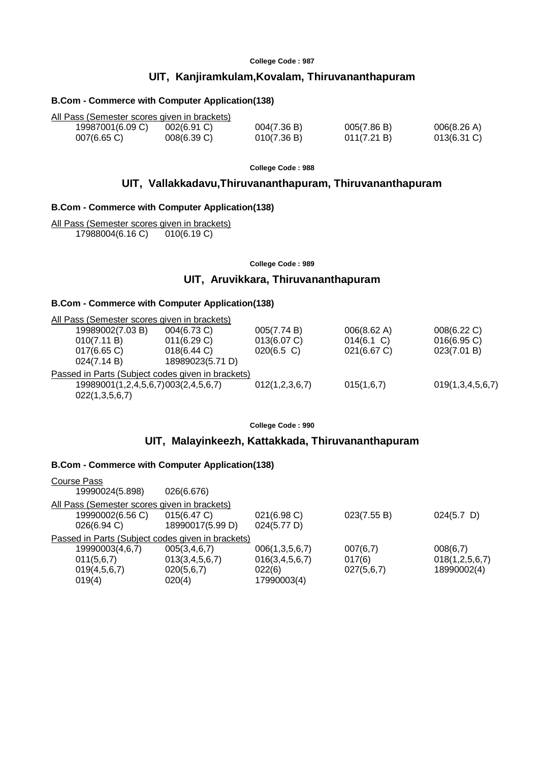**College Code : 987**

## UIT, Kanjiramkulam,Kovalam, Thiruvananthapuram

### B.Com - Commerce with Computer Application(138)

All Pass (Semester scores given in brackets)

| | | | | |
|---|---|---|---|---|
| 19987001(6.09 C) | 002(6.91 C) | 004(7.36 B) | 005(7.86 B) | 006(8.26 A) |
| 007(6.65 C) | 008(6.39 C) | 010(7.36 B) | 011(7.21 B) | 013(6.31 C) |

**College Code : 988**

## UIT, Vallakkadavu,Thiruvananthapuram, Thiruvananthapuram

### B.Com - Commerce with Computer Application(138)

All Pass (Semester scores given in brackets)

| | |
|---|---|
| 17988004(6.16 C) | 010(6.19 C) |

**College Code : 989**

## UIT, Aruvikkara, Thiruvananthapuram

### B.Com - Commerce with Computer Application(138)

All Pass (Semester scores given in brackets)

| | | | | |
|---|---|---|---|---|
| 19989002(7.03 B) | 004(6.73 C) | 005(7.74 B) | 006(8.62 A) | 008(6.22 C) |
| 010(7.11 B) | 011(6.29 C) | 013(6.07 C) | 014(6.1 C) | 016(6.95 C) |
| 017(6.65 C) | 018(6.44 C) | 020(6.5 C) | 021(6.67 C) | 023(7.01 B) |
| 024(7.14 B) | 18989023(5.71 D) | | | |

Passed in Parts (Subject codes given in brackets)

| | | | | |
|---|---|---|---|---|
| 19989001(1,2,4,5,6,7) | 003(2,4,5,6,7) | 012(1,2,3,6,7) | 015(1,6,7) | 019(1,3,4,5,6,7) |
| 022(1,3,5,6,7) | | | | |

**College Code : 990**

## UIT, Malayinkeezh, Kattakkada, Thiruvananthapuram

### B.Com - Commerce with Computer Application(138)

Course Pass

| | |
|---|---|
| 19990024(5.898) | 026(6.676) |

All Pass (Semester scores given in brackets)

| | | | | |
|---|---|---|---|---|
| 19990002(6.56 C) | 015(6.47 C) | 021(6.98 C) | 023(7.55 B) | 024(5.7 D) |
| 026(6.94 C) | 18990017(5.99 D) | 024(5.77 D) | | |

Passed in Parts (Subject codes given in brackets)

| | | | | |
|---|---|---|---|---|
| 19990003(4,6,7) | 005(3,4,6,7) | 006(1,3,5,6,7) | 007(6,7) | 008(6,7) |
| 011(5,6,7) | 013(3,4,5,6,7) | 016(3,4,5,6,7) | 017(6) | 018(1,2,5,6,7) |
| 019(4,5,6,7) | 020(5,6,7) | 022(6) | 027(5,6,7) | 18990002(4) |
| 019(4) | 020(4) | 17990003(4) | | |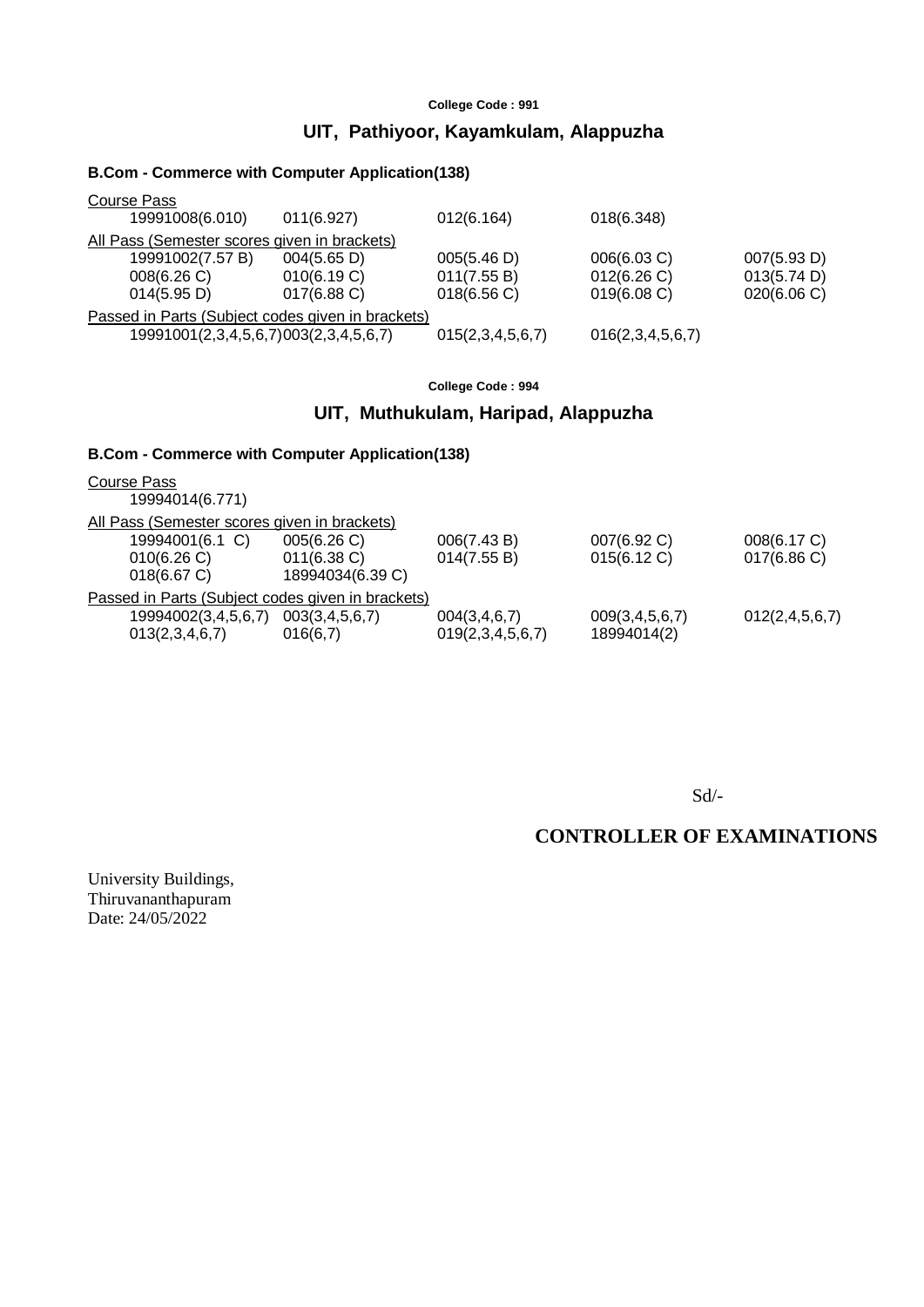**College Code : 991**

## UIT, Pathiyoor, Kayamkulam, Alappuzha

**B.Com - Commerce with Computer Application(138)**

Course Pass

| | | | | |
|---|---|---|---|---|
| 19991008(6.010) | 011(6.927) | 012(6.164) | 018(6.348) | |

All Pass (Semester scores given in brackets)

| | | | | |
|---|---|---|---|---|
| 19991002(7.57 B) | 004(5.65 D) | 005(5.46 D) | 006(6.03 C) | 007(5.93 D) |
| 008(6.26 C) | 010(6.19 C) | 011(7.55 B) | 012(6.26 C) | 013(5.74 D) |
| 014(5.95 D) | 017(6.88 C) | 018(6.56 C) | 019(6.08 C) | 020(6.06 C) |

Passed in Parts (Subject codes given in brackets)

| | | | | |
|---|---|---|---|---|
| 19991001(2,3,4,5,6,7) | 003(2,3,4,5,6,7) | 015(2,3,4,5,6,7) | 016(2,3,4,5,6,7) | |

**College Code : 994**

## UIT, Muthukulam, Haripad, Alappuzha

**B.Com - Commerce with Computer Application(138)**

Course Pass

| | | | | |
|---|---|---|---|---|
| 19994014(6.771) | | | | |

All Pass (Semester scores given in brackets)

| | | | | |
|---|---|---|---|---|
| 19994001(6.1 C) | 005(6.26 C) | 006(7.43 B) | 007(6.92 C) | 008(6.17 C) |
| 010(6.26 C) | 011(6.38 C) | 014(7.55 B) | 015(6.12 C) | 017(6.86 C) |
| 018(6.67 C) | 18994034(6.39 C) | | | |

Passed in Parts (Subject codes given in brackets)

| | | | | |
|---|---|---|---|---|
| 19994002(3,4,5,6,7) | 003(3,4,5,6,7) | 004(3,4,6,7) | 009(3,4,5,6,7) | 012(2,4,5,6,7) |
| 013(2,3,4,6,7) | 016(6,7) | 019(2,3,4,5,6,7) | 18994014(2) | |

Sd/-

**CONTROLLER OF EXAMINATIONS**

University Buildings,
Thiruvananthapuram
Date: 24/05/2022